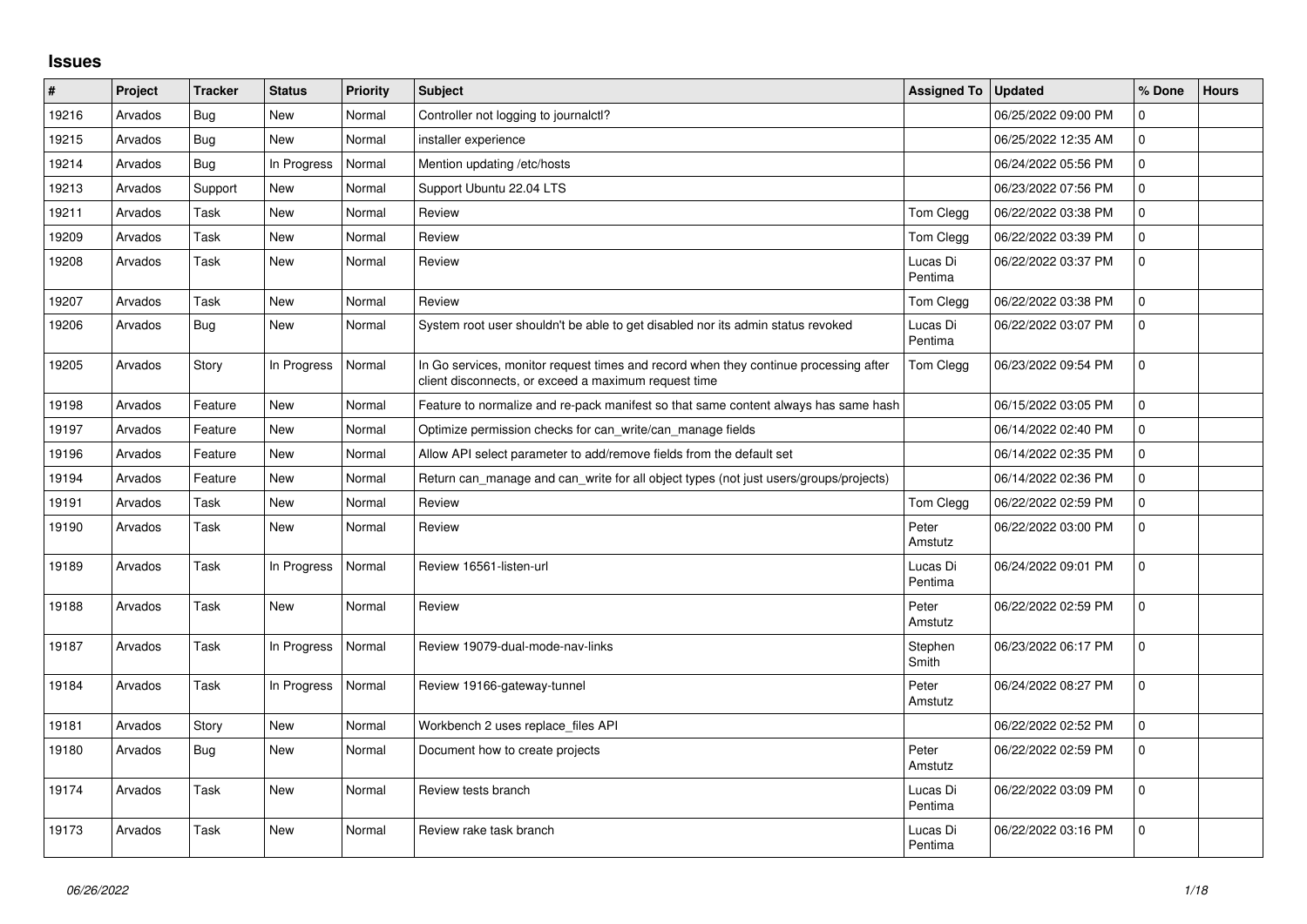# Issues

| # | Project | Tracker | Status | Priority | Subject | Assigned To | Updated | % Done | Hours |
|---|---|---|---|---|---|---|---|---|---|
| 19216 | Arvados | Bug | New | Normal | Controller not logging to journalctl? | | 06/25/2022 09:00 PM | 0 | |
| 19215 | Arvados | Bug | New | Normal | installer experience | | 06/25/2022 12:35 AM | 0 | |
| 19214 | Arvados | Bug | In Progress | Normal | Mention updating /etc/hosts | | 06/24/2022 05:56 PM | 0 | |
| 19213 | Arvados | Support | New | Normal | Support Ubuntu 22.04 LTS | | 06/23/2022 07:56 PM | 0 | |
| 19211 | Arvados | Task | New | Normal | Review | Tom Clegg | 06/22/2022 03:38 PM | 0 | |
| 19209 | Arvados | Task | New | Normal | Review | Tom Clegg | 06/22/2022 03:39 PM | 0 | |
| 19208 | Arvados | Task | New | Normal | Review | Lucas Di Pentima | 06/22/2022 03:37 PM | 0 | |
| 19207 | Arvados | Task | New | Normal | Review | Tom Clegg | 06/22/2022 03:38 PM | 0 | |
| 19206 | Arvados | Bug | New | Normal | System root user shouldn't be able to get disabled nor its admin status revoked | Lucas Di Pentima | 06/22/2022 03:07 PM | 0 | |
| 19205 | Arvados | Story | In Progress | Normal | In Go services, monitor request times and record when they continue processing after client disconnects, or exceed a maximum request time | Tom Clegg | 06/23/2022 09:54 PM | 0 | |
| 19198 | Arvados | Feature | New | Normal | Feature to normalize and re-pack manifest so that same content always has same hash | | 06/15/2022 03:05 PM | 0 | |
| 19197 | Arvados | Feature | New | Normal | Optimize permission checks for can_write/can_manage fields | | 06/14/2022 02:40 PM | 0 | |
| 19196 | Arvados | Feature | New | Normal | Allow API select parameter to add/remove fields from the default set | | 06/14/2022 02:35 PM | 0 | |
| 19194 | Arvados | Feature | New | Normal | Return can_manage and can_write for all object types (not just users/groups/projects) | | 06/14/2022 02:36 PM | 0 | |
| 19191 | Arvados | Task | New | Normal | Review | Tom Clegg | 06/22/2022 02:59 PM | 0 | |
| 19190 | Arvados | Task | New | Normal | Review | Peter Amstutz | 06/22/2022 03:00 PM | 0 | |
| 19189 | Arvados | Task | In Progress | Normal | Review 16561-listen-url | Lucas Di Pentima | 06/24/2022 09:01 PM | 0 | |
| 19188 | Arvados | Task | New | Normal | Review | Peter Amstutz | 06/22/2022 02:59 PM | 0 | |
| 19187 | Arvados | Task | In Progress | Normal | Review 19079-dual-mode-nav-links | Stephen Smith | 06/23/2022 06:17 PM | 0 | |
| 19184 | Arvados | Task | In Progress | Normal | Review 19166-gateway-tunnel | Peter Amstutz | 06/24/2022 08:27 PM | 0 | |
| 19181 | Arvados | Story | New | Normal | Workbench 2 uses replace_files API | | 06/22/2022 02:52 PM | 0 | |
| 19180 | Arvados | Bug | New | Normal | Document how to create projects | Peter Amstutz | 06/22/2022 02:59 PM | 0 | |
| 19174 | Arvados | Task | New | Normal | Review tests branch | Lucas Di Pentima | 06/22/2022 03:09 PM | 0 | |
| 19173 | Arvados | Task | New | Normal | Review rake task branch | Lucas Di Pentima | 06/22/2022 03:16 PM | 0 | |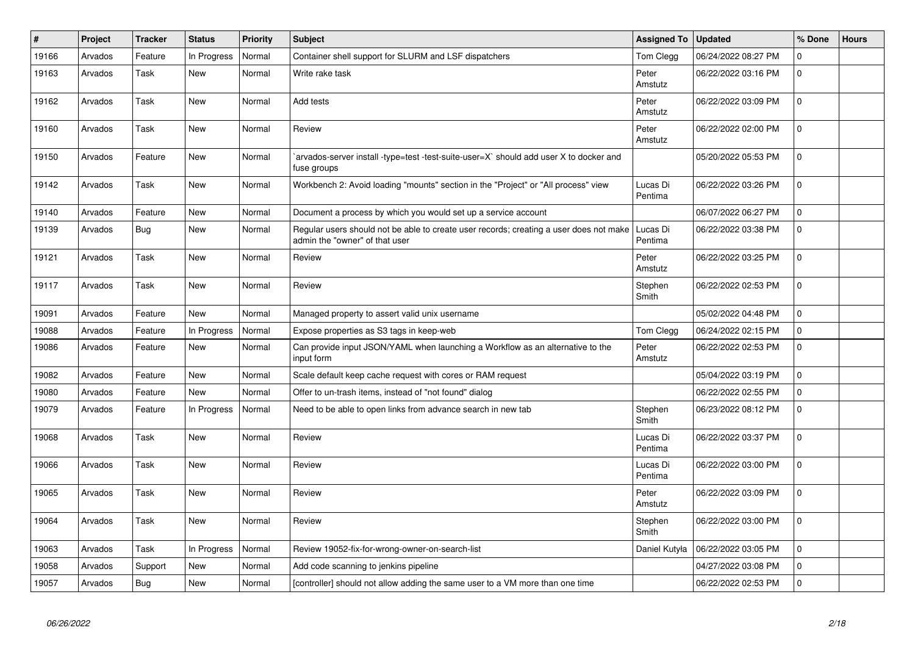| # | Project | Tracker | Status | Priority | Subject | Assigned To | Updated | % Done | Hours |
|---|---|---|---|---|---|---|---|---|---|
| 19166 | Arvados | Feature | In Progress | Normal | Container shell support for SLURM and LSF dispatchers | Tom Clegg | 06/24/2022 08:27 PM | 0 | |
| 19163 | Arvados | Task | New | Normal | Write rake task | Peter Amstutz | 06/22/2022 03:16 PM | 0 | |
| 19162 | Arvados | Task | New | Normal | Add tests | Peter Amstutz | 06/22/2022 03:09 PM | 0 | |
| 19160 | Arvados | Task | New | Normal | Review | Peter Amstutz | 06/22/2022 02:00 PM | 0 | |
| 19150 | Arvados | Feature | New | Normal | `arvados-server install -type=test -test-suite-user=X` should add user X to docker and fuse groups | | 05/20/2022 05:53 PM | 0 | |
| 19142 | Arvados | Task | New | Normal | Workbench 2: Avoid loading "mounts" section in the "Project" or "All process" view | Lucas Di Pentima | 06/22/2022 03:26 PM | 0 | |
| 19140 | Arvados | Feature | New | Normal | Document a process by which you would set up a service account | | 06/07/2022 06:27 PM | 0 | |
| 19139 | Arvados | Bug | New | Normal | Regular users should not be able to create user records; creating a user does not make admin the "owner" of that user | Lucas Di Pentima | 06/22/2022 03:38 PM | 0 | |
| 19121 | Arvados | Task | New | Normal | Review | Peter Amstutz | 06/22/2022 03:25 PM | 0 | |
| 19117 | Arvados | Task | New | Normal | Review | Stephen Smith | 06/22/2022 02:53 PM | 0 | |
| 19091 | Arvados | Feature | New | Normal | Managed property to assert valid unix username | | 05/02/2022 04:48 PM | 0 | |
| 19088 | Arvados | Feature | In Progress | Normal | Expose properties as S3 tags in keep-web | Tom Clegg | 06/24/2022 02:15 PM | 0 | |
| 19086 | Arvados | Feature | New | Normal | Can provide input JSON/YAML when launching a Workflow as an alternative to the input form | Peter Amstutz | 06/22/2022 02:53 PM | 0 | |
| 19082 | Arvados | Feature | New | Normal | Scale default keep cache request with cores or RAM request | | 05/04/2022 03:19 PM | 0 | |
| 19080 | Arvados | Feature | New | Normal | Offer to un-trash items, instead of "not found" dialog | | 06/22/2022 02:55 PM | 0 | |
| 19079 | Arvados | Feature | In Progress | Normal | Need to be able to open links from advance search in new tab | Stephen Smith | 06/23/2022 08:12 PM | 0 | |
| 19068 | Arvados | Task | New | Normal | Review | Lucas Di Pentima | 06/22/2022 03:37 PM | 0 | |
| 19066 | Arvados | Task | New | Normal | Review | Lucas Di Pentima | 06/22/2022 03:00 PM | 0 | |
| 19065 | Arvados | Task | New | Normal | Review | Peter Amstutz | 06/22/2022 03:09 PM | 0 | |
| 19064 | Arvados | Task | New | Normal | Review | Stephen Smith | 06/22/2022 03:00 PM | 0 | |
| 19063 | Arvados | Task | In Progress | Normal | Review 19052-fix-for-wrong-owner-on-search-list | Daniel Kutyła | 06/22/2022 03:05 PM | 0 | |
| 19058 | Arvados | Support | New | Normal | Add code scanning to jenkins pipeline | | 04/27/2022 03:08 PM | 0 | |
| 19057 | Arvados | Bug | New | Normal | [controller] should not allow adding the same user to a VM more than one time | | 06/22/2022 02:53 PM | 0 | |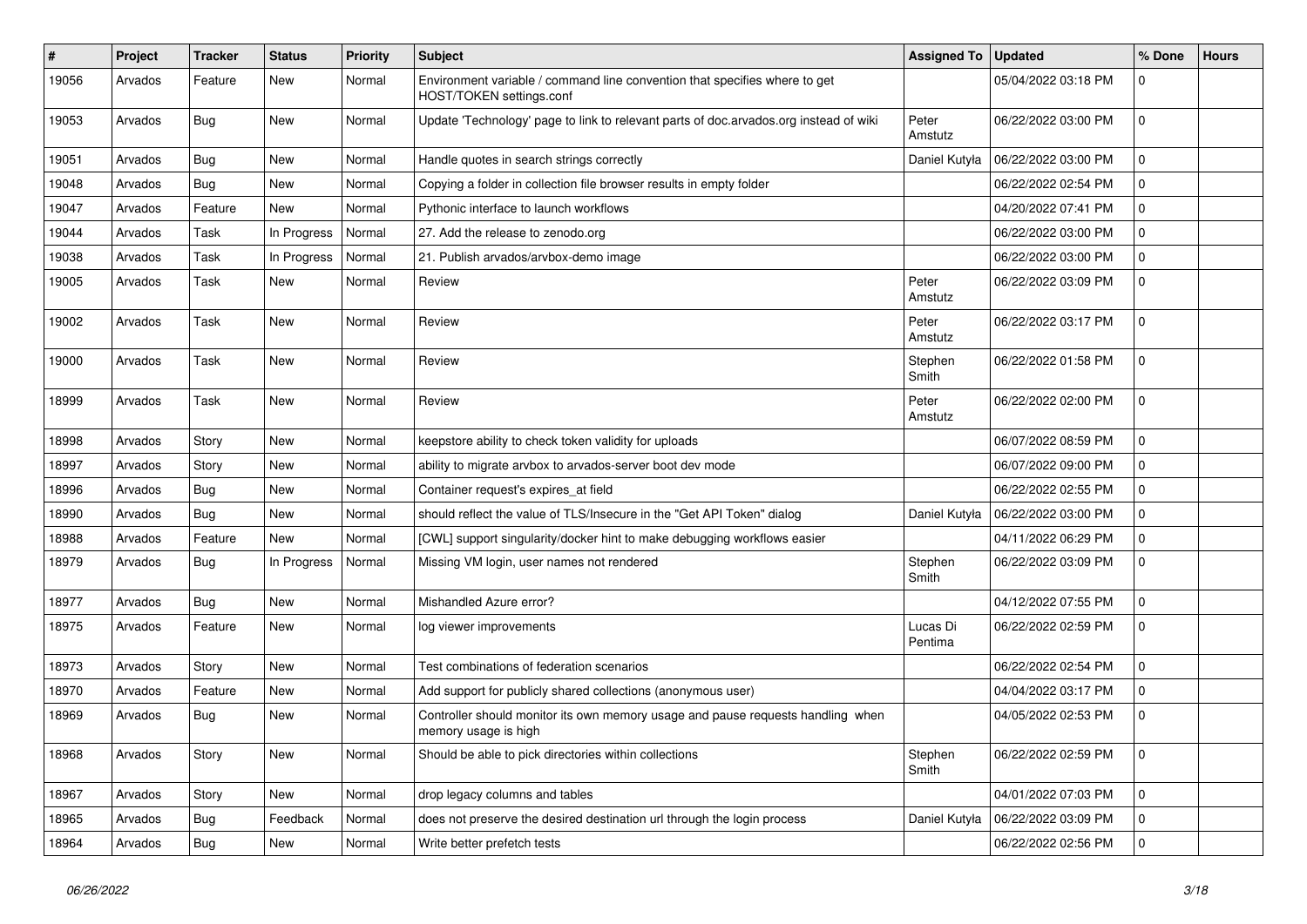| # | Project | Tracker | Status | Priority | Subject | Assigned To | Updated | % Done | Hours |
|---|---|---|---|---|---|---|---|---|---|
| 19056 | Arvados | Feature | New | Normal | Environment variable / command line convention that specifies where to get HOST/TOKEN settings.conf | | 05/04/2022 03:18 PM | 0 | |
| 19053 | Arvados | Bug | New | Normal | Update 'Technology' page to link to relevant parts of doc.arvados.org instead of wiki | Peter Amstutz | 06/22/2022 03:00 PM | 0 | |
| 19051 | Arvados | Bug | New | Normal | Handle quotes in search strings correctly | Daniel Kutyła | 06/22/2022 03:00 PM | 0 | |
| 19048 | Arvados | Bug | New | Normal | Copying a folder in collection file browser results in empty folder | | 06/22/2022 02:54 PM | 0 | |
| 19047 | Arvados | Feature | New | Normal | Pythonic interface to launch workflows | | 04/20/2022 07:41 PM | 0 | |
| 19044 | Arvados | Task | In Progress | Normal | 27. Add the release to zenodo.org | | 06/22/2022 03:00 PM | 0 | |
| 19038 | Arvados | Task | In Progress | Normal | 21. Publish arvados/arvbox-demo image | | 06/22/2022 03:00 PM | 0 | |
| 19005 | Arvados | Task | New | Normal | Review | Peter Amstutz | 06/22/2022 03:09 PM | 0 | |
| 19002 | Arvados | Task | New | Normal | Review | Peter Amstutz | 06/22/2022 03:17 PM | 0 | |
| 19000 | Arvados | Task | New | Normal | Review | Stephen Smith | 06/22/2022 01:58 PM | 0 | |
| 18999 | Arvados | Task | New | Normal | Review | Peter Amstutz | 06/22/2022 02:00 PM | 0 | |
| 18998 | Arvados | Story | New | Normal | keepstore ability to check token validity for uploads | | 06/07/2022 08:59 PM | 0 | |
| 18997 | Arvados | Story | New | Normal | ability to migrate arvbox to arvados-server boot dev mode | | 06/07/2022 09:00 PM | 0 | |
| 18996 | Arvados | Bug | New | Normal | Container request's expires_at field | | 06/22/2022 02:55 PM | 0 | |
| 18990 | Arvados | Bug | New | Normal | should reflect the value of TLS/Insecure in the "Get API Token" dialog | Daniel Kutyła | 06/22/2022 03:00 PM | 0 | |
| 18988 | Arvados | Feature | New | Normal | [CWL] support singularity/docker hint to make debugging workflows easier | | 04/11/2022 06:29 PM | 0 | |
| 18979 | Arvados | Bug | In Progress | Normal | Missing VM login, user names not rendered | Stephen Smith | 06/22/2022 03:09 PM | 0 | |
| 18977 | Arvados | Bug | New | Normal | Mishandled Azure error? | | 04/12/2022 07:55 PM | 0 | |
| 18975 | Arvados | Feature | New | Normal | log viewer improvements | Lucas Di Pentima | 06/22/2022 02:59 PM | 0 | |
| 18973 | Arvados | Story | New | Normal | Test combinations of federation scenarios | | 06/22/2022 02:54 PM | 0 | |
| 18970 | Arvados | Feature | New | Normal | Add support for publicly shared collections (anonymous user) | | 04/04/2022 03:17 PM | 0 | |
| 18969 | Arvados | Bug | New | Normal | Controller should monitor its own memory usage and pause requests handling when memory usage is high | | 04/05/2022 02:53 PM | 0 | |
| 18968 | Arvados | Story | New | Normal | Should be able to pick directories within collections | Stephen Smith | 06/22/2022 02:59 PM | 0 | |
| 18967 | Arvados | Story | New | Normal | drop legacy columns and tables | | 04/01/2022 07:03 PM | 0 | |
| 18965 | Arvados | Bug | Feedback | Normal | does not preserve the desired destination url through the login process | Daniel Kutyła | 06/22/2022 03:09 PM | 0 | |
| 18964 | Arvados | Bug | New | Normal | Write better prefetch tests | | 06/22/2022 02:56 PM | 0 | |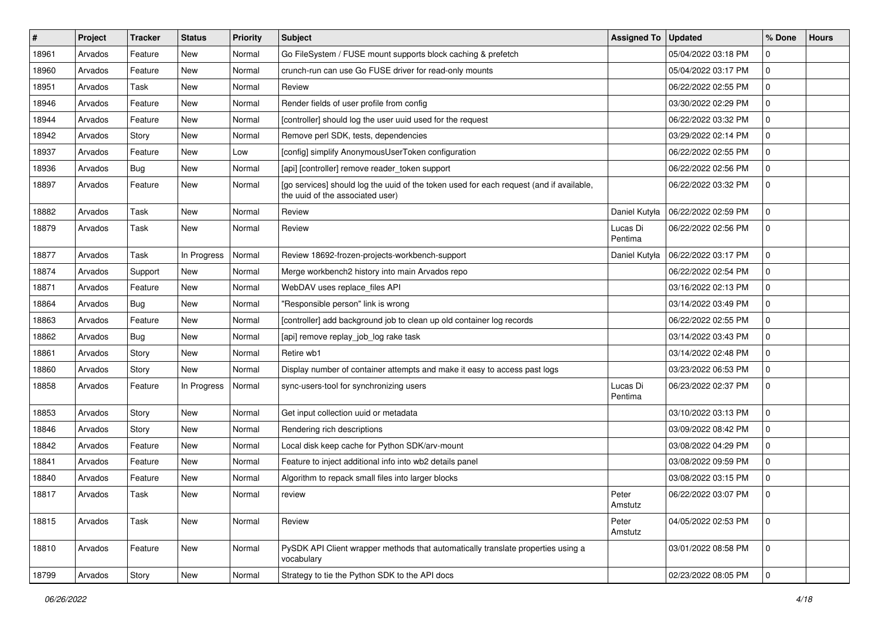| # | Project | Tracker | Status | Priority | Subject | Assigned To | Updated | % Done | Hours |
|---|---|---|---|---|---|---|---|---|---|
| 18961 | Arvados | Feature | New | Normal | Go FileSystem / FUSE mount supports block caching & prefetch | | 05/04/2022 03:18 PM | 0 | |
| 18960 | Arvados | Feature | New | Normal | crunch-run can use Go FUSE driver for read-only mounts | | 05/04/2022 03:17 PM | 0 | |
| 18951 | Arvados | Task | New | Normal | Review | | 06/22/2022 02:55 PM | 0 | |
| 18946 | Arvados | Feature | New | Normal | Render fields of user profile from config | | 03/30/2022 02:29 PM | 0 | |
| 18944 | Arvados | Feature | New | Normal | [controller] should log the user uuid used for the request | | 06/22/2022 03:32 PM | 0 | |
| 18942 | Arvados | Story | New | Normal | Remove perl SDK, tests, dependencies | | 03/29/2022 02:14 PM | 0 | |
| 18937 | Arvados | Feature | New | Low | [config] simplify AnonymousUserToken configuration | | 06/22/2022 02:55 PM | 0 | |
| 18936 | Arvados | Bug | New | Normal | [api] [controller] remove reader_token support | | 06/22/2022 02:56 PM | 0 | |
| 18897 | Arvados | Feature | New | Normal | [go services] should log the uuid of the token used for each request (and if available, the uuid of the associated user) | | 06/22/2022 03:32 PM | 0 | |
| 18882 | Arvados | Task | New | Normal | Review | Daniel Kutyła | 06/22/2022 02:59 PM | 0 | |
| 18879 | Arvados | Task | New | Normal | Review | Lucas Di Pentima | 06/22/2022 02:56 PM | 0 | |
| 18877 | Arvados | Task | In Progress | Normal | Review 18692-frozen-projects-workbench-support | Daniel Kutyła | 06/22/2022 03:17 PM | 0 | |
| 18874 | Arvados | Support | New | Normal | Merge workbench2 history into main Arvados repo | | 06/22/2022 02:54 PM | 0 | |
| 18871 | Arvados | Feature | New | Normal | WebDAV uses replace_files API | | 03/16/2022 02:13 PM | 0 | |
| 18864 | Arvados | Bug | New | Normal | "Responsible person" link is wrong | | 03/14/2022 03:49 PM | 0 | |
| 18863 | Arvados | Feature | New | Normal | [controller] add background job to clean up old container log records | | 06/22/2022 02:55 PM | 0 | |
| 18862 | Arvados | Bug | New | Normal | [api] remove replay_job_log rake task | | 03/14/2022 03:43 PM | 0 | |
| 18861 | Arvados | Story | New | Normal | Retire wb1 | | 03/14/2022 02:48 PM | 0 | |
| 18860 | Arvados | Story | New | Normal | Display number of container attempts and make it easy to access past logs | | 03/23/2022 06:53 PM | 0 | |
| 18858 | Arvados | Feature | In Progress | Normal | sync-users-tool for synchronizing users | Lucas Di Pentima | 06/23/2022 02:37 PM | 0 | |
| 18853 | Arvados | Story | New | Normal | Get input collection uuid or metadata | | 03/10/2022 03:13 PM | 0 | |
| 18846 | Arvados | Story | New | Normal | Rendering rich descriptions | | 03/09/2022 08:42 PM | 0 | |
| 18842 | Arvados | Feature | New | Normal | Local disk keep cache for Python SDK/arv-mount | | 03/08/2022 04:29 PM | 0 | |
| 18841 | Arvados | Feature | New | Normal | Feature to inject additional info into wb2 details panel | | 03/08/2022 09:59 PM | 0 | |
| 18840 | Arvados | Feature | New | Normal | Algorithm to repack small files into larger blocks | | 03/08/2022 03:15 PM | 0 | |
| 18817 | Arvados | Task | New | Normal | review | Peter Amstutz | 06/22/2022 03:07 PM | 0 | |
| 18815 | Arvados | Task | New | Normal | Review | Peter Amstutz | 04/05/2022 02:53 PM | 0 | |
| 18810 | Arvados | Feature | New | Normal | PySDK API Client wrapper methods that automatically translate properties using a vocabulary | | 03/01/2022 08:58 PM | 0 | |
| 18799 | Arvados | Story | New | Normal | Strategy to tie the Python SDK to the API docs | | 02/23/2022 08:05 PM | 0 | |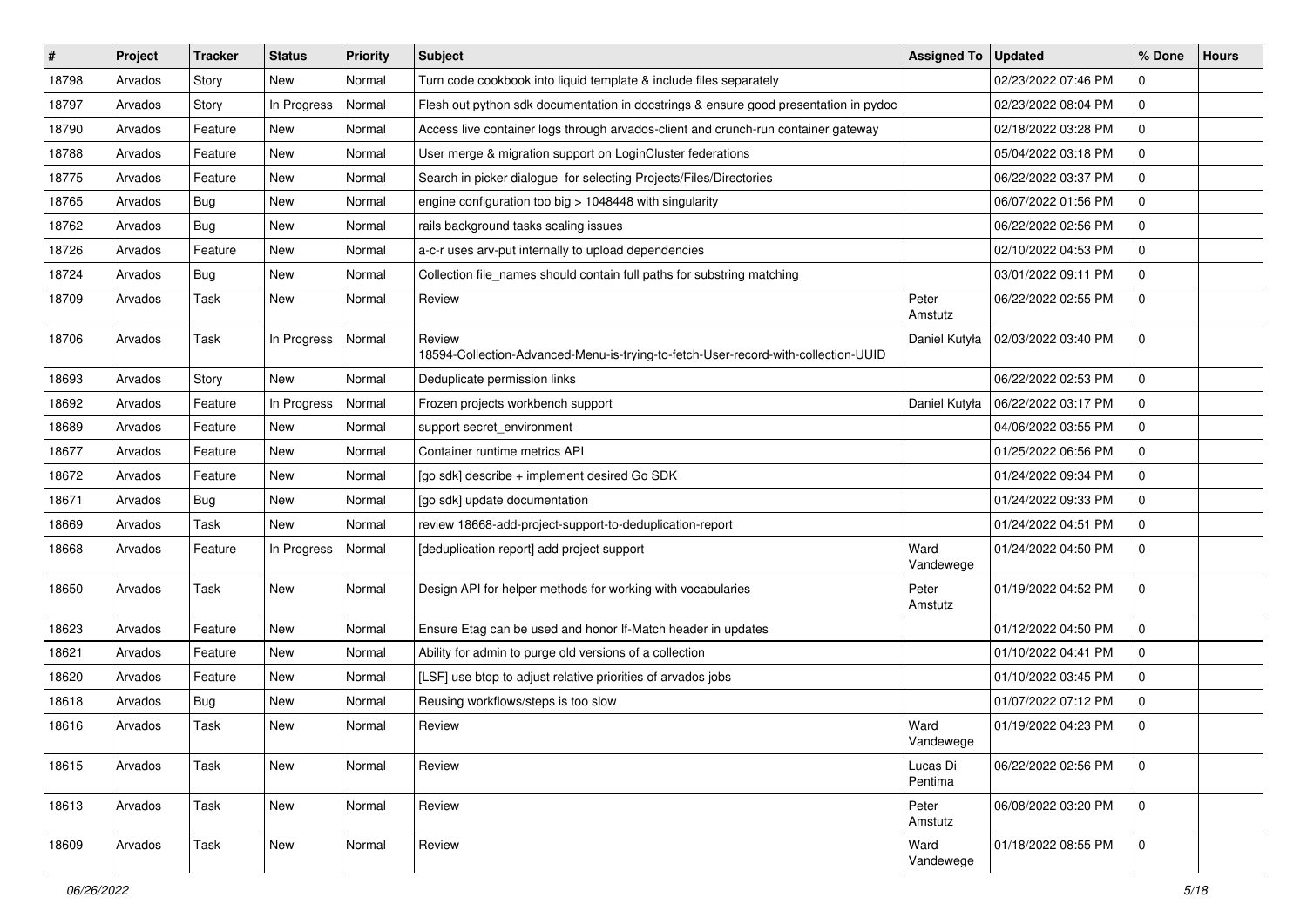| # | Project | Tracker | Status | Priority | Subject | Assigned To | Updated | % Done | Hours |
|---|---|---|---|---|---|---|---|---|---|
| 18798 | Arvados | Story | New | Normal | Turn code cookbook into liquid template & include files separately | | 02/23/2022 07:46 PM | 0 | |
| 18797 | Arvados | Story | In Progress | Normal | Flesh out python sdk documentation in docstrings & ensure good presentation in pydoc | | 02/23/2022 08:04 PM | 0 | |
| 18790 | Arvados | Feature | New | Normal | Access live container logs through arvados-client and crunch-run container gateway | | 02/18/2022 03:28 PM | 0 | |
| 18788 | Arvados | Feature | New | Normal | User merge & migration support on LoginCluster federations | | 05/04/2022 03:18 PM | 0 | |
| 18775 | Arvados | Feature | New | Normal | Search in picker dialogue for selecting Projects/Files/Directories | | 06/22/2022 03:37 PM | 0 | |
| 18765 | Arvados | Bug | New | Normal | engine configuration too big > 1048448 with singularity | | 06/07/2022 01:56 PM | 0 | |
| 18762 | Arvados | Bug | New | Normal | rails background tasks scaling issues | | 06/22/2022 02:56 PM | 0 | |
| 18726 | Arvados | Feature | New | Normal | a-c-r uses arv-put internally to upload dependencies | | 02/10/2022 04:53 PM | 0 | |
| 18724 | Arvados | Bug | New | Normal | Collection file_names should contain full paths for substring matching | | 03/01/2022 09:11 PM | 0 | |
| 18709 | Arvados | Task | New | Normal | Review | Peter Amstutz | 06/22/2022 02:55 PM | 0 | |
| 18706 | Arvados | Task | In Progress | Normal | Review 18594-Collection-Advanced-Menu-is-trying-to-fetch-User-record-with-collection-UUID | Daniel Kutyła | 02/03/2022 03:40 PM | 0 | |
| 18693 | Arvados | Story | New | Normal | Deduplicate permission links | | 06/22/2022 02:53 PM | 0 | |
| 18692 | Arvados | Feature | In Progress | Normal | Frozen projects workbench support | Daniel Kutyła | 06/22/2022 03:17 PM | 0 | |
| 18689 | Arvados | Feature | New | Normal | support secret_environment | | 04/06/2022 03:55 PM | 0 | |
| 18677 | Arvados | Feature | New | Normal | Container runtime metrics API | | 01/25/2022 06:56 PM | 0 | |
| 18672 | Arvados | Feature | New | Normal | [go sdk] describe + implement desired Go SDK | | 01/24/2022 09:34 PM | 0 | |
| 18671 | Arvados | Bug | New | Normal | [go sdk] update documentation | | 01/24/2022 09:33 PM | 0 | |
| 18669 | Arvados | Task | New | Normal | review 18668-add-project-support-to-deduplication-report | | 01/24/2022 04:51 PM | 0 | |
| 18668 | Arvados | Feature | In Progress | Normal | [deduplication report] add project support | Ward Vandewege | 01/24/2022 04:50 PM | 0 | |
| 18650 | Arvados | Task | New | Normal | Design API for helper methods for working with vocabularies | Peter Amstutz | 01/19/2022 04:52 PM | 0 | |
| 18623 | Arvados | Feature | New | Normal | Ensure Etag can be used and honor If-Match header in updates | | 01/12/2022 04:50 PM | 0 | |
| 18621 | Arvados | Feature | New | Normal | Ability for admin to purge old versions of a collection | | 01/10/2022 04:41 PM | 0 | |
| 18620 | Arvados | Feature | New | Normal | [LSF] use btop to adjust relative priorities of arvados jobs | | 01/10/2022 03:45 PM | 0 | |
| 18618 | Arvados | Bug | New | Normal | Reusing workflows/steps is too slow | | 01/07/2022 07:12 PM | 0 | |
| 18616 | Arvados | Task | New | Normal | Review | Ward Vandewege | 01/19/2022 04:23 PM | 0 | |
| 18615 | Arvados | Task | New | Normal | Review | Lucas Di Pentima | 06/22/2022 02:56 PM | 0 | |
| 18613 | Arvados | Task | New | Normal | Review | Peter Amstutz | 06/08/2022 03:20 PM | 0 | |
| 18609 | Arvados | Task | New | Normal | Review | Ward Vandewege | 01/18/2022 08:55 PM | 0 | |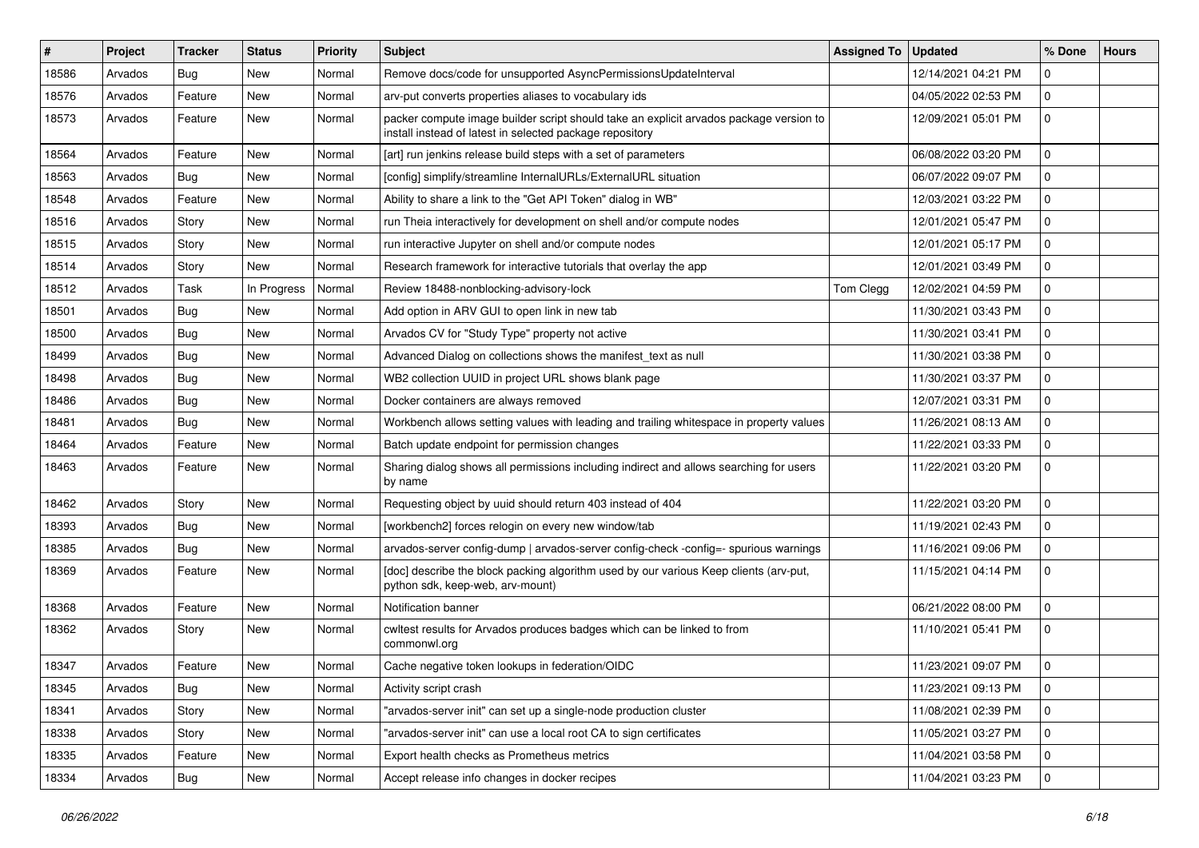| # | Project | Tracker | Status | Priority | Subject | Assigned To | Updated | % Done | Hours |
|---|---|---|---|---|---|---|---|---|---|
| 18586 | Arvados | Bug | New | Normal | Remove docs/code for unsupported AsyncPermissionsUpdateInterval | | 12/14/2021 04:21 PM | 0 | |
| 18576 | Arvados | Feature | New | Normal | arv-put converts properties aliases to vocabulary ids | | 04/05/2022 02:53 PM | 0 | |
| 18573 | Arvados | Feature | New | Normal | packer compute image builder script should take an explicit arvados package version to install instead of latest in selected package repository | | 12/09/2021 05:01 PM | 0 | |
| 18564 | Arvados | Feature | New | Normal | [art] run jenkins release build steps with a set of parameters | | 06/08/2022 03:20 PM | 0 | |
| 18563 | Arvados | Bug | New | Normal | [config] simplify/streamline InternalURLs/ExternalURL situation | | 06/07/2022 09:07 PM | 0 | |
| 18548 | Arvados | Feature | New | Normal | Ability to share a link to the "Get API Token" dialog in WB" | | 12/03/2021 03:22 PM | 0 | |
| 18516 | Arvados | Story | New | Normal | run Theia interactively for development on shell and/or compute nodes | | 12/01/2021 05:47 PM | 0 | |
| 18515 | Arvados | Story | New | Normal | run interactive Jupyter on shell and/or compute nodes | | 12/01/2021 05:17 PM | 0 | |
| 18514 | Arvados | Story | New | Normal | Research framework for interactive tutorials that overlay the app | | 12/01/2021 03:49 PM | 0 | |
| 18512 | Arvados | Task | In Progress | Normal | Review 18488-nonblocking-advisory-lock | Tom Clegg | 12/02/2021 04:59 PM | 0 | |
| 18501 | Arvados | Bug | New | Normal | Add option in ARV GUI to open link in new tab | | 11/30/2021 03:43 PM | 0 | |
| 18500 | Arvados | Bug | New | Normal | Arvados CV for "Study Type" property not active | | 11/30/2021 03:41 PM | 0 | |
| 18499 | Arvados | Bug | New | Normal | Advanced Dialog on collections shows the manifest_text as null | | 11/30/2021 03:38 PM | 0 | |
| 18498 | Arvados | Bug | New | Normal | WB2 collection UUID in project URL shows blank page | | 11/30/2021 03:37 PM | 0 | |
| 18486 | Arvados | Bug | New | Normal | Docker containers are always removed | | 12/07/2021 03:31 PM | 0 | |
| 18481 | Arvados | Bug | New | Normal | Workbench allows setting values with leading and trailing whitespace in property values | | 11/26/2021 08:13 AM | 0 | |
| 18464 | Arvados | Feature | New | Normal | Batch update endpoint for permission changes | | 11/22/2021 03:33 PM | 0 | |
| 18463 | Arvados | Feature | New | Normal | Sharing dialog shows all permissions including indirect and allows searching for users by name | | 11/22/2021 03:20 PM | 0 | |
| 18462 | Arvados | Story | New | Normal | Requesting object by uuid should return 403 instead of 404 | | 11/22/2021 03:20 PM | 0 | |
| 18393 | Arvados | Bug | New | Normal | [workbench2] forces relogin on every new window/tab | | 11/19/2021 02:43 PM | 0 | |
| 18385 | Arvados | Bug | New | Normal | arvados-server config-dump \| arvados-server config-check -config=- spurious warnings | | 11/16/2021 09:06 PM | 0 | |
| 18369 | Arvados | Feature | New | Normal | [doc] describe the block packing algorithm used by our various Keep clients (arv-put, python sdk, keep-web, arv-mount) | | 11/15/2021 04:14 PM | 0 | |
| 18368 | Arvados | Feature | New | Normal | Notification banner | | 06/21/2022 08:00 PM | 0 | |
| 18362 | Arvados | Story | New | Normal | cwltest results for Arvados produces badges which can be linked to from commonwl.org | | 11/10/2021 05:41 PM | 0 | |
| 18347 | Arvados | Feature | New | Normal | Cache negative token lookups in federation/OIDC | | 11/23/2021 09:07 PM | 0 | |
| 18345 | Arvados | Bug | New | Normal | Activity script crash | | 11/23/2021 09:13 PM | 0 | |
| 18341 | Arvados | Story | New | Normal | "arvados-server init" can set up a single-node production cluster | | 11/08/2021 02:39 PM | 0 | |
| 18338 | Arvados | Story | New | Normal | "arvados-server init" can use a local root CA to sign certificates | | 11/05/2021 03:27 PM | 0 | |
| 18335 | Arvados | Feature | New | Normal | Export health checks as Prometheus metrics | | 11/04/2021 03:58 PM | 0 | |
| 18334 | Arvados | Bug | New | Normal | Accept release info changes in docker recipes | | 11/04/2021 03:23 PM | 0 | |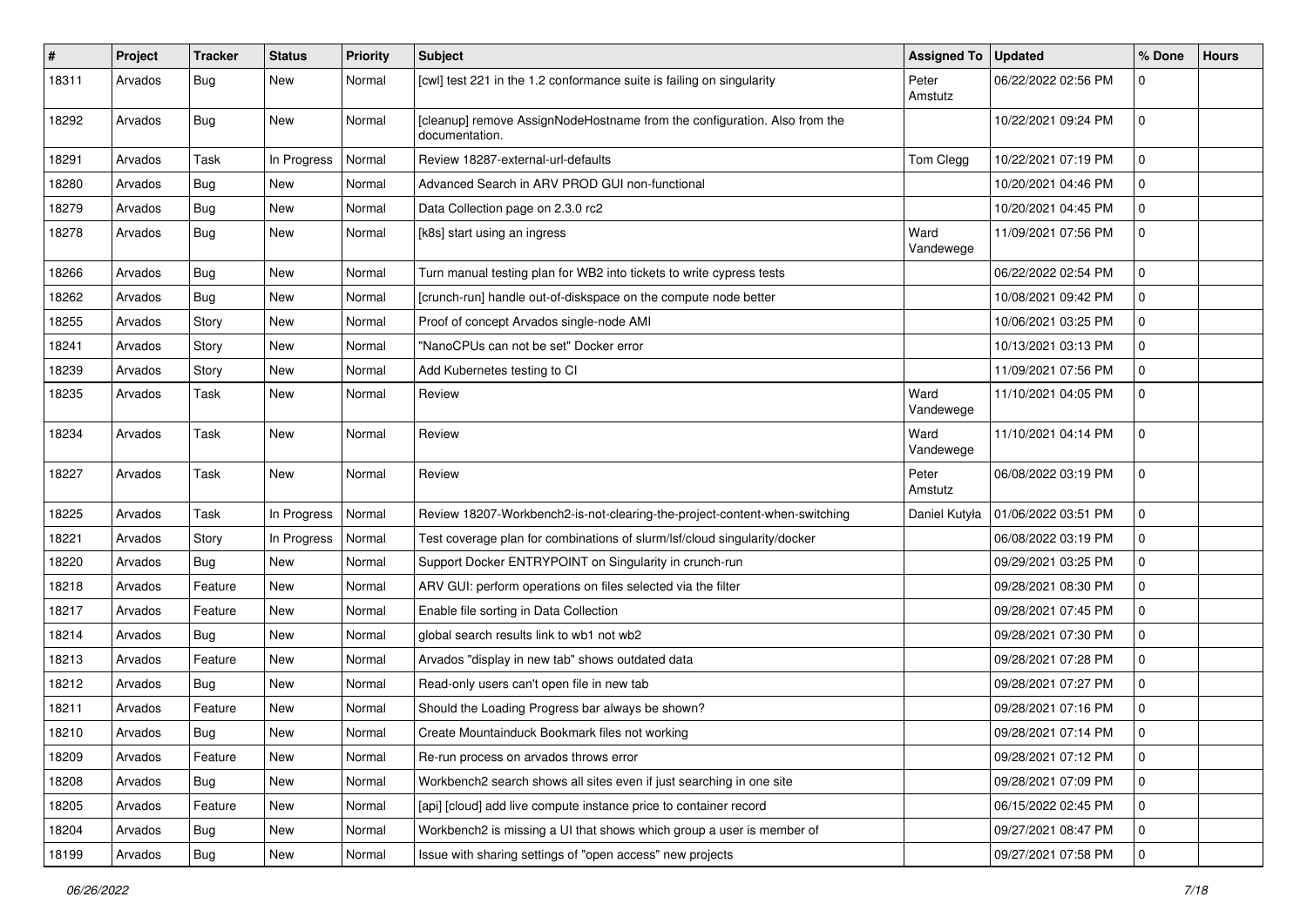| # | Project | Tracker | Status | Priority | Subject | Assigned To | Updated | % Done | Hours |
|---|---|---|---|---|---|---|---|---|---|
| 18311 | Arvados | Bug | New | Normal | [cwl] test 221 in the 1.2 conformance suite is failing on singularity | Peter Amstutz | 06/22/2022 02:56 PM | 0 | |
| 18292 | Arvados | Bug | New | Normal | [cleanup] remove AssignNodeHostname from the configuration. Also from the documentation. | | 10/22/2021 09:24 PM | 0 | |
| 18291 | Arvados | Task | In Progress | Normal | Review 18287-external-url-defaults | Tom Clegg | 10/22/2021 07:19 PM | 0 | |
| 18280 | Arvados | Bug | New | Normal | Advanced Search in ARV PROD GUI non-functional | | 10/20/2021 04:46 PM | 0 | |
| 18279 | Arvados | Bug | New | Normal | Data Collection page on 2.3.0 rc2 | | 10/20/2021 04:45 PM | 0 | |
| 18278 | Arvados | Bug | New | Normal | [k8s] start using an ingress | Ward Vandewege | 11/09/2021 07:56 PM | 0 | |
| 18266 | Arvados | Bug | New | Normal | Turn manual testing plan for WB2 into tickets to write cypress tests | | 06/22/2022 02:54 PM | 0 | |
| 18262 | Arvados | Bug | New | Normal | [crunch-run] handle out-of-diskspace on the compute node better | | 10/08/2021 09:42 PM | 0 | |
| 18255 | Arvados | Story | New | Normal | Proof of concept Arvados single-node AMI | | 10/06/2021 03:25 PM | 0 | |
| 18241 | Arvados | Story | New | Normal | "NanoCPUs can not be set" Docker error | | 10/13/2021 03:13 PM | 0 | |
| 18239 | Arvados | Story | New | Normal | Add Kubernetes testing to CI | | 11/09/2021 07:56 PM | 0 | |
| 18235 | Arvados | Task | New | Normal | Review | Ward Vandewege | 11/10/2021 04:05 PM | 0 | |
| 18234 | Arvados | Task | New | Normal | Review | Ward Vandewege | 11/10/2021 04:14 PM | 0 | |
| 18227 | Arvados | Task | New | Normal | Review | Peter Amstutz | 06/08/2022 03:19 PM | 0 | |
| 18225 | Arvados | Task | In Progress | Normal | Review 18207-Workbench2-is-not-clearing-the-project-content-when-switching | Daniel Kutyła | 01/06/2022 03:51 PM | 0 | |
| 18221 | Arvados | Story | In Progress | Normal | Test coverage plan for combinations of slurm/lsf/cloud singularity/docker | | 06/08/2022 03:19 PM | 0 | |
| 18220 | Arvados | Bug | New | Normal | Support Docker ENTRYPOINT on Singularity in crunch-run | | 09/29/2021 03:25 PM | 0 | |
| 18218 | Arvados | Feature | New | Normal | ARV GUI: perform operations on files selected via the filter | | 09/28/2021 08:30 PM | 0 | |
| 18217 | Arvados | Feature | New | Normal | Enable file sorting in Data Collection | | 09/28/2021 07:45 PM | 0 | |
| 18214 | Arvados | Bug | New | Normal | global search results link to wb1 not wb2 | | 09/28/2021 07:30 PM | 0 | |
| 18213 | Arvados | Feature | New | Normal | Arvados "display in new tab" shows outdated data | | 09/28/2021 07:28 PM | 0 | |
| 18212 | Arvados | Bug | New | Normal | Read-only users can't open file in new tab | | 09/28/2021 07:27 PM | 0 | |
| 18211 | Arvados | Feature | New | Normal | Should the Loading Progress bar always be shown? | | 09/28/2021 07:16 PM | 0 | |
| 18210 | Arvados | Bug | New | Normal | Create Mountainduck Bookmark files not working | | 09/28/2021 07:14 PM | 0 | |
| 18209 | Arvados | Feature | New | Normal | Re-run process on arvados throws error | | 09/28/2021 07:12 PM | 0 | |
| 18208 | Arvados | Bug | New | Normal | Workbench2 search shows all sites even if just searching in one site | | 09/28/2021 07:09 PM | 0 | |
| 18205 | Arvados | Feature | New | Normal | [api] [cloud] add live compute instance price to container record | | 06/15/2022 02:45 PM | 0 | |
| 18204 | Arvados | Bug | New | Normal | Workbench2 is missing a UI that shows which group a user is member of | | 09/27/2021 08:47 PM | 0 | |
| 18199 | Arvados | Bug | New | Normal | Issue with sharing settings of "open access" new projects | | 09/27/2021 07:58 PM | 0 | |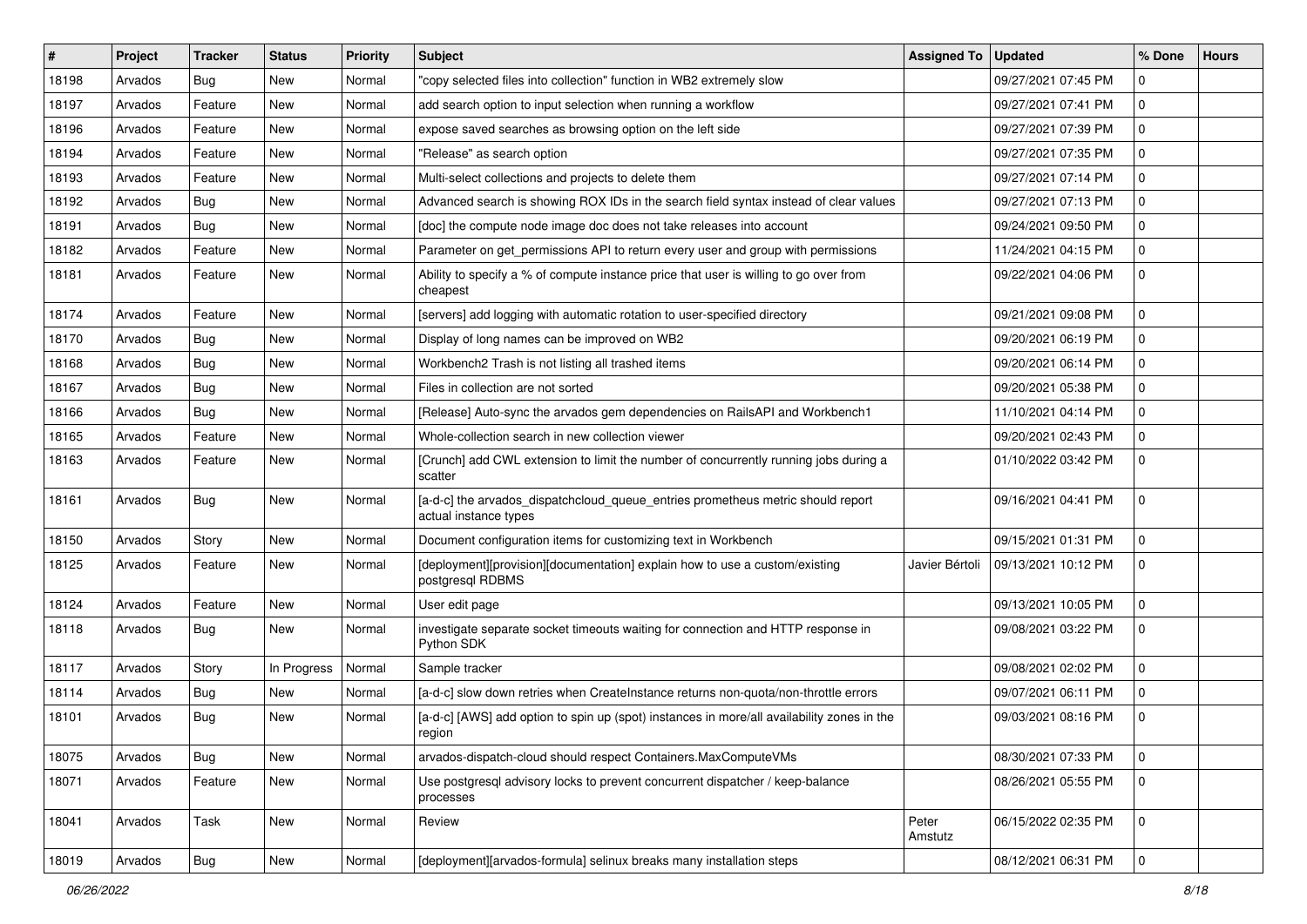| # | Project | Tracker | Status | Priority | Subject | Assigned To | Updated | % Done | Hours |
|---|---|---|---|---|---|---|---|---|---|
| 18198 | Arvados | Bug | New | Normal | "copy selected files into collection" function in WB2 extremely slow | | 09/27/2021 07:45 PM | 0 | |
| 18197 | Arvados | Feature | New | Normal | add search option to input selection when running a workflow | | 09/27/2021 07:41 PM | 0 | |
| 18196 | Arvados | Feature | New | Normal | expose saved searches as browsing option on the left side | | 09/27/2021 07:39 PM | 0 | |
| 18194 | Arvados | Feature | New | Normal | "Release" as search option | | 09/27/2021 07:35 PM | 0 | |
| 18193 | Arvados | Feature | New | Normal | Multi-select collections and projects to delete them | | 09/27/2021 07:14 PM | 0 | |
| 18192 | Arvados | Bug | New | Normal | Advanced search is showing ROX IDs in the search field syntax instead of clear values | | 09/27/2021 07:13 PM | 0 | |
| 18191 | Arvados | Bug | New | Normal | [doc] the compute node image doc does not take releases into account | | 09/24/2021 09:50 PM | 0 | |
| 18182 | Arvados | Feature | New | Normal | Parameter on get_permissions API to return every user and group with permissions | | 11/24/2021 04:15 PM | 0 | |
| 18181 | Arvados | Feature | New | Normal | Ability to specify a % of compute instance price that user is willing to go over from cheapest | | 09/22/2021 04:06 PM | 0 | |
| 18174 | Arvados | Feature | New | Normal | [servers] add logging with automatic rotation to user-specified directory | | 09/21/2021 09:08 PM | 0 | |
| 18170 | Arvados | Bug | New | Normal | Display of long names can be improved on WB2 | | 09/20/2021 06:19 PM | 0 | |
| 18168 | Arvados | Bug | New | Normal | Workbench2 Trash is not listing all trashed items | | 09/20/2021 06:14 PM | 0 | |
| 18167 | Arvados | Bug | New | Normal | Files in collection are not sorted | | 09/20/2021 05:38 PM | 0 | |
| 18166 | Arvados | Bug | New | Normal | [Release] Auto-sync the arvados gem dependencies on RailsAPI and Workbench1 | | 11/10/2021 04:14 PM | 0 | |
| 18165 | Arvados | Feature | New | Normal | Whole-collection search in new collection viewer | | 09/20/2021 02:43 PM | 0 | |
| 18163 | Arvados | Feature | New | Normal | [Crunch] add CWL extension to limit the number of concurrently running jobs during a scatter | | 01/10/2022 03:42 PM | 0 | |
| 18161 | Arvados | Bug | New | Normal | [a-d-c] the arvados_dispatchcloud_queue_entries prometheus metric should report actual instance types | | 09/16/2021 04:41 PM | 0 | |
| 18150 | Arvados | Story | New | Normal | Document configuration items for customizing text in Workbench | | 09/15/2021 01:31 PM | 0 | |
| 18125 | Arvados | Feature | New | Normal | [deployment][provision][documentation] explain how to use a custom/existing postgresql RDBMS | Javier Bértoli | 09/13/2021 10:12 PM | 0 | |
| 18124 | Arvados | Feature | New | Normal | User edit page | | 09/13/2021 10:05 PM | 0 | |
| 18118 | Arvados | Bug | New | Normal | investigate separate socket timeouts waiting for connection and HTTP response in Python SDK | | 09/08/2021 03:22 PM | 0 | |
| 18117 | Arvados | Story | In Progress | Normal | Sample tracker | | 09/08/2021 02:02 PM | 0 | |
| 18114 | Arvados | Bug | New | Normal | [a-d-c] slow down retries when CreateInstance returns non-quota/non-throttle errors | | 09/07/2021 06:11 PM | 0 | |
| 18101 | Arvados | Bug | New | Normal | [a-d-c] [AWS] add option to spin up (spot) instances in more/all availability zones in the region | | 09/03/2021 08:16 PM | 0 | |
| 18075 | Arvados | Bug | New | Normal | arvados-dispatch-cloud should respect Containers.MaxComputeVMs | | 08/30/2021 07:33 PM | 0 | |
| 18071 | Arvados | Feature | New | Normal | Use postgresql advisory locks to prevent concurrent dispatcher / keep-balance processes | | 08/26/2021 05:55 PM | 0 | |
| 18041 | Arvados | Task | New | Normal | Review | Peter Amstutz | 06/15/2022 02:35 PM | 0 | |
| 18019 | Arvados | Bug | New | Normal | [deployment][arvados-formula] selinux breaks many installation steps | | 08/12/2021 06:31 PM | 0 | |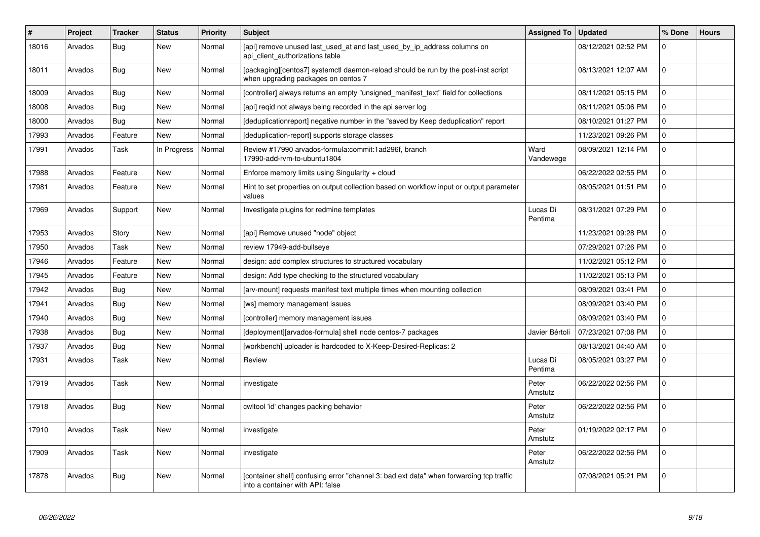| # | Project | Tracker | Status | Priority | Subject | Assigned To | Updated | % Done | Hours |
|---|---|---|---|---|---|---|---|---|---|
| 18016 | Arvados | Bug | New | Normal | [api] remove unused last_used_at and last_used_by_ip_address columns on api_client_authorizations table | | 08/12/2021 02:52 PM | 0 | |
| 18011 | Arvados | Bug | New | Normal | [packaging][centos7] systemctl daemon-reload should be run by the post-inst script when upgrading packages on centos 7 | | 08/13/2021 12:07 AM | 0 | |
| 18009 | Arvados | Bug | New | Normal | [controller] always returns an empty "unsigned_manifest_text" field for collections | | 08/11/2021 05:15 PM | 0 | |
| 18008 | Arvados | Bug | New | Normal | [api] reqid not always being recorded in the api server log | | 08/11/2021 05:06 PM | 0 | |
| 18000 | Arvados | Bug | New | Normal | [deduplicationreport] negative number in the "saved by Keep deduplication" report | | 08/10/2021 01:27 PM | 0 | |
| 17993 | Arvados | Feature | New | Normal | [deduplication-report] supports storage classes | | 11/23/2021 09:26 PM | 0 | |
| 17991 | Arvados | Task | In Progress | Normal | Review #17990 arvados-formula:commit:1ad296f, branch 17990-add-rvm-to-ubuntu1804 | Ward Vandewege | 08/09/2021 12:14 PM | 0 | |
| 17988 | Arvados | Feature | New | Normal | Enforce memory limits using Singularity + cloud | | 06/22/2022 02:55 PM | 0 | |
| 17981 | Arvados | Feature | New | Normal | Hint to set properties on output collection based on workflow input or output parameter values | | 08/05/2021 01:51 PM | 0 | |
| 17969 | Arvados | Support | New | Normal | Investigate plugins for redmine templates | Lucas Di Pentima | 08/31/2021 07:29 PM | 0 | |
| 17953 | Arvados | Story | New | Normal | [api] Remove unused "node" object | | 11/23/2021 09:28 PM | 0 | |
| 17950 | Arvados | Task | New | Normal | review 17949-add-bullseye | | 07/29/2021 07:26 PM | 0 | |
| 17946 | Arvados | Feature | New | Normal | design: add complex structures to structured vocabulary | | 11/02/2021 05:12 PM | 0 | |
| 17945 | Arvados | Feature | New | Normal | design: Add type checking to the structured vocabulary | | 11/02/2021 05:13 PM | 0 | |
| 17942 | Arvados | Bug | New | Normal | [arv-mount] requests manifest text multiple times when mounting collection | | 08/09/2021 03:41 PM | 0 | |
| 17941 | Arvados | Bug | New | Normal | [ws] memory management issues | | 08/09/2021 03:40 PM | 0 | |
| 17940 | Arvados | Bug | New | Normal | [controller] memory management issues | | 08/09/2021 03:40 PM | 0 | |
| 17938 | Arvados | Bug | New | Normal | [deployment][arvados-formula] shell node centos-7 packages | Javier Bértoli | 07/23/2021 07:08 PM | 0 | |
| 17937 | Arvados | Bug | New | Normal | [workbench] uploader is hardcoded to X-Keep-Desired-Replicas: 2 | | 08/13/2021 04:40 AM | 0 | |
| 17931 | Arvados | Task | New | Normal | Review | Lucas Di Pentima | 08/05/2021 03:27 PM | 0 | |
| 17919 | Arvados | Task | New | Normal | investigate | Peter Amstutz | 06/22/2022 02:56 PM | 0 | |
| 17918 | Arvados | Bug | New | Normal | cwltool 'id' changes packing behavior | Peter Amstutz | 06/22/2022 02:56 PM | 0 | |
| 17910 | Arvados | Task | New | Normal | investigate | Peter Amstutz | 01/19/2022 02:17 PM | 0 | |
| 17909 | Arvados | Task | New | Normal | investigate | Peter Amstutz | 06/22/2022 02:56 PM | 0 | |
| 17878 | Arvados | Bug | New | Normal | [container shell] confusing error "channel 3: bad ext data" when forwarding tcp traffic into a container with API: false | | 07/08/2021 05:21 PM | 0 | |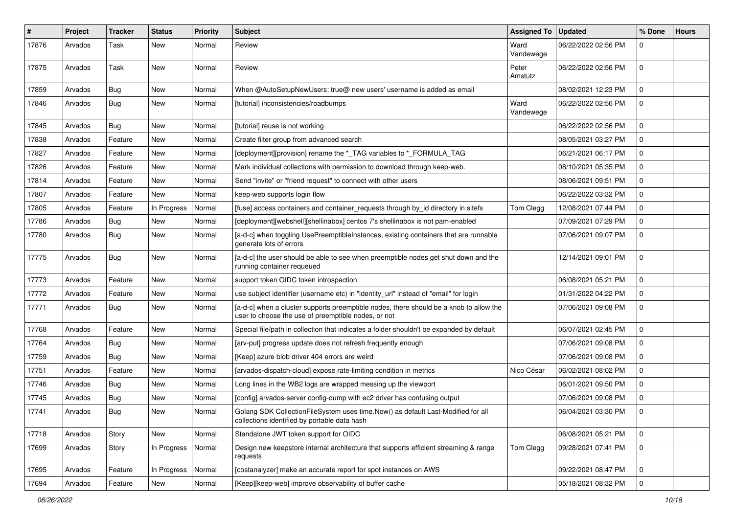| # | Project | Tracker | Status | Priority | Subject | Assigned To | Updated | % Done | Hours |
|---|---|---|---|---|---|---|---|---|---|
| 17876 | Arvados | Task | New | Normal | Review | Ward Vandewege | 06/22/2022 02:56 PM | 0 | |
| 17875 | Arvados | Task | New | Normal | Review | Peter Amstutz | 06/22/2022 02:56 PM | 0 | |
| 17859 | Arvados | Bug | New | Normal | When @AutoSetupNewUsers: true@ new users' username is added as email | | 08/02/2021 12:23 PM | 0 | |
| 17846 | Arvados | Bug | New | Normal | [tutorial] inconsistencies/roadbumps | Ward Vandewege | 06/22/2022 02:56 PM | 0 | |
| 17845 | Arvados | Bug | New | Normal | [tutorial] reuse is not working | | 06/22/2022 02:56 PM | 0 | |
| 17838 | Arvados | Feature | New | Normal | Create filter group from advanced search | | 08/05/2021 03:27 PM | 0 | |
| 17827 | Arvados | Feature | New | Normal | [deployment][provision] rename the *_TAG variables to *_FORMULA_TAG | | 06/21/2021 06:17 PM | 0 | |
| 17826 | Arvados | Feature | New | Normal | Mark individual collections with permission to download through keep-web. | | 08/10/2021 05:35 PM | 0 | |
| 17814 | Arvados | Feature | New | Normal | Send "invite" or "friend request" to connect with other users | | 08/06/2021 09:51 PM | 0 | |
| 17807 | Arvados | Feature | New | Normal | keep-web supports login flow | | 06/22/2022 03:32 PM | 0 | |
| 17805 | Arvados | Feature | In Progress | Normal | [fuse] access containers and container_requests through by_id directory in sitefs | Tom Clegg | 12/08/2021 07:44 PM | 0 | |
| 17786 | Arvados | Bug | New | Normal | [deployment][webshell][shellinabox] centos 7's shellinabox is not pam-enabled | | 07/09/2021 07:29 PM | 0 | |
| 17780 | Arvados | Bug | New | Normal | [a-d-c] when toggling UsePreemptibleInstances, existing containers that are runnable generate lots of errors | | 07/06/2021 09:07 PM | 0 | |
| 17775 | Arvados | Bug | New | Normal | [a-d-c] the user should be able to see when preemptible nodes get shut down and the running container requeued | | 12/14/2021 09:01 PM | 0 | |
| 17773 | Arvados | Feature | New | Normal | support token OIDC token introspection | | 06/08/2021 05:21 PM | 0 | |
| 17772 | Arvados | Feature | New | Normal | use subject identifier (username etc) in "identity_url" instead of "email" for login | | 01/31/2022 04:22 PM | 0 | |
| 17771 | Arvados | Bug | New | Normal | [a-d-c] when a cluster supports preemptible nodes, there should be a knob to allow the user to choose the use of preemptible nodes, or not | | 07/06/2021 09:08 PM | 0 | |
| 17768 | Arvados | Feature | New | Normal | Special file/path in collection that indicates a folder shouldn't be expanded by default | | 06/07/2021 02:45 PM | 0 | |
| 17764 | Arvados | Bug | New | Normal | [arv-put] progress update does not refresh frequently enough | | 07/06/2021 09:08 PM | 0 | |
| 17759 | Arvados | Bug | New | Normal | [Keep] azure blob driver 404 errors are weird | | 07/06/2021 09:08 PM | 0 | |
| 17751 | Arvados | Feature | New | Normal | [arvados-dispatch-cloud] expose rate-limiting condition in metrics | Nico César | 06/02/2021 08:02 PM | 0 | |
| 17746 | Arvados | Bug | New | Normal | Long lines in the WB2 logs are wrapped messing up the viewport | | 06/01/2021 09:50 PM | 0 | |
| 17745 | Arvados | Bug | New | Normal | [config] arvados-server config-dump with ec2 driver has confusing output | | 07/06/2021 09:08 PM | 0 | |
| 17741 | Arvados | Bug | New | Normal | Golang SDK CollectionFileSystem uses time.Now() as default Last-Modified for all collections identified by portable data hash | | 06/04/2021 03:30 PM | 0 | |
| 17718 | Arvados | Story | New | Normal | Standalone JWT token support for OIDC | | 06/08/2021 05:21 PM | 0 | |
| 17699 | Arvados | Story | In Progress | Normal | Design new keepstore internal architecture that supports efficient streaming & range requests | Tom Clegg | 09/28/2021 07:41 PM | 0 | |
| 17695 | Arvados | Feature | In Progress | Normal | [costanalyzer] make an accurate report for spot instances on AWS | | 09/22/2021 08:47 PM | 0 | |
| 17694 | Arvados | Feature | New | Normal | [Keep][keep-web] improve observability of buffer cache | | 05/18/2021 08:32 PM | 0 | |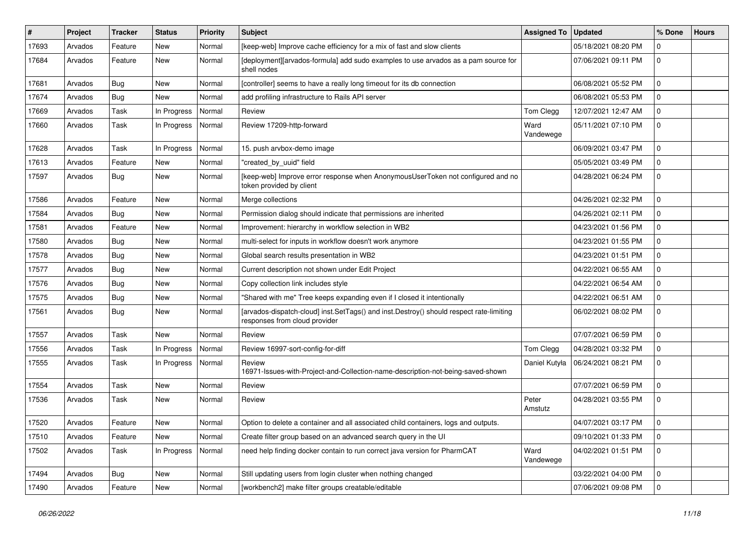| # | Project | Tracker | Status | Priority | Subject | Assigned To | Updated | % Done | Hours |
|---|---|---|---|---|---|---|---|---|---|
| 17693 | Arvados | Feature | New | Normal | [keep-web] Improve cache efficiency for a mix of fast and slow clients | | 05/18/2021 08:20 PM | 0 | |
| 17684 | Arvados | Feature | New | Normal | [deployment][arvados-formula] add sudo examples to use arvados as a pam source for shell nodes | | 07/06/2021 09:11 PM | 0 | |
| 17681 | Arvados | Bug | New | Normal | [controller] seems to have a really long timeout for its db connection | | 06/08/2021 05:52 PM | 0 | |
| 17674 | Arvados | Bug | New | Normal | add profiling infrastructure to Rails API server | | 06/08/2021 05:53 PM | 0 | |
| 17669 | Arvados | Task | In Progress | Normal | Review | Tom Clegg | 12/07/2021 12:47 AM | 0 | |
| 17660 | Arvados | Task | In Progress | Normal | Review 17209-http-forward | Ward Vandewege | 05/11/2021 07:10 PM | 0 | |
| 17628 | Arvados | Task | In Progress | Normal | 15. push arvbox-demo image | | 06/09/2021 03:47 PM | 0 | |
| 17613 | Arvados | Feature | New | Normal | "created_by_uuid" field | | 05/05/2021 03:49 PM | 0 | |
| 17597 | Arvados | Bug | New | Normal | [keep-web] Improve error response when AnonymousUserToken not configured and no token provided by client | | 04/28/2021 06:24 PM | 0 | |
| 17586 | Arvados | Feature | New | Normal | Merge collections | | 04/26/2021 02:32 PM | 0 | |
| 17584 | Arvados | Bug | New | Normal | Permission dialog should indicate that permissions are inherited | | 04/26/2021 02:11 PM | 0 | |
| 17581 | Arvados | Feature | New | Normal | Improvement: hierarchy in workflow selection in WB2 | | 04/23/2021 01:56 PM | 0 | |
| 17580 | Arvados | Bug | New | Normal | multi-select for inputs in workflow doesn't work anymore | | 04/23/2021 01:55 PM | 0 | |
| 17578 | Arvados | Bug | New | Normal | Global search results presentation in WB2 | | 04/23/2021 01:51 PM | 0 | |
| 17577 | Arvados | Bug | New | Normal | Current description not shown under Edit Project | | 04/22/2021 06:55 AM | 0 | |
| 17576 | Arvados | Bug | New | Normal | Copy collection link includes style | | 04/22/2021 06:54 AM | 0 | |
| 17575 | Arvados | Bug | New | Normal | "Shared with me" Tree keeps expanding even if I closed it intentionally | | 04/22/2021 06:51 AM | 0 | |
| 17561 | Arvados | Bug | New | Normal | [arvados-dispatch-cloud] inst.SetTags() and inst.Destroy() should respect rate-limiting responses from cloud provider | | 06/02/2021 08:02 PM | 0 | |
| 17557 | Arvados | Task | New | Normal | Review | | 07/07/2021 06:59 PM | 0 | |
| 17556 | Arvados | Task | In Progress | Normal | Review 16997-sort-config-for-diff | Tom Clegg | 04/28/2021 03:32 PM | 0 | |
| 17555 | Arvados | Task | In Progress | Normal | Review 16971-Issues-with-Project-and-Collection-name-description-not-being-saved-shown | Daniel Kutyła | 06/24/2021 08:21 PM | 0 | |
| 17554 | Arvados | Task | New | Normal | Review | | 07/07/2021 06:59 PM | 0 | |
| 17536 | Arvados | Task | New | Normal | Review | Peter Amstutz | 04/28/2021 03:55 PM | 0 | |
| 17520 | Arvados | Feature | New | Normal | Option to delete a container and all associated child containers, logs and outputs. | | 04/07/2021 03:17 PM | 0 | |
| 17510 | Arvados | Feature | New | Normal | Create filter group based on an advanced search query in the UI | | 09/10/2021 01:33 PM | 0 | |
| 17502 | Arvados | Task | In Progress | Normal | need help finding docker contain to run correct java version for PharmCAT | Ward Vandewege | 04/02/2021 01:51 PM | 0 | |
| 17494 | Arvados | Bug | New | Normal | Still updating users from login cluster when nothing changed | | 03/22/2021 04:00 PM | 0 | |
| 17490 | Arvados | Feature | New | Normal | [workbench2] make filter groups creatable/editable | | 07/06/2021 09:08 PM | 0 | |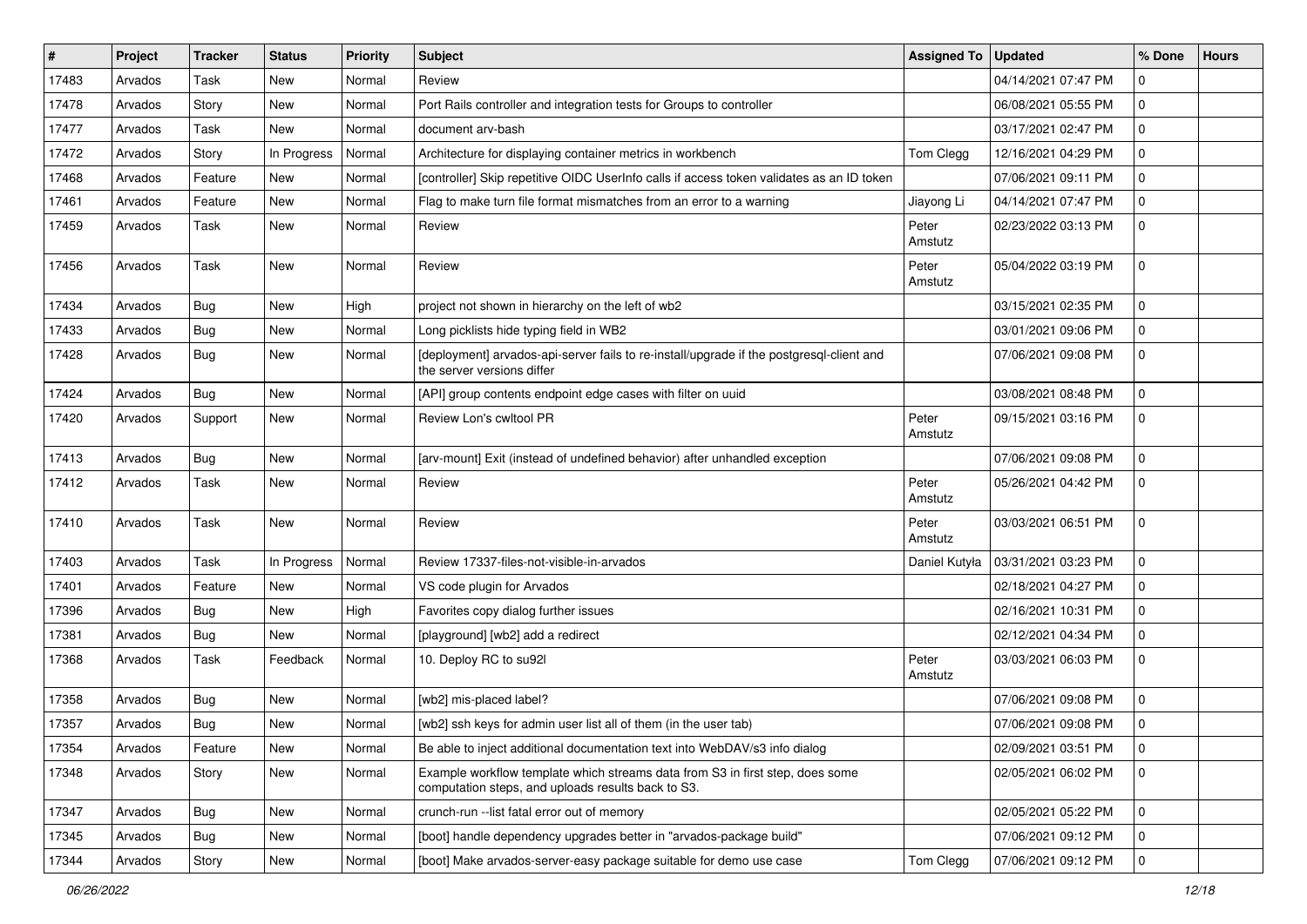| # | Project | Tracker | Status | Priority | Subject | Assigned To | Updated | % Done | Hours |
|---|---|---|---|---|---|---|---|---|---|
| 17483 | Arvados | Task | New | Normal | Review | | 04/14/2021 07:47 PM | 0 | |
| 17478 | Arvados | Story | New | Normal | Port Rails controller and integration tests for Groups to controller | | 06/08/2021 05:55 PM | 0 | |
| 17477 | Arvados | Task | New | Normal | document arv-bash | | 03/17/2021 02:47 PM | 0 | |
| 17472 | Arvados | Story | In Progress | Normal | Architecture for displaying container metrics in workbench | Tom Clegg | 12/16/2021 04:29 PM | 0 | |
| 17468 | Arvados | Feature | New | Normal | [controller] Skip repetitive OIDC UserInfo calls if access token validates as an ID token | | 07/06/2021 09:11 PM | 0 | |
| 17461 | Arvados | Feature | New | Normal | Flag to make turn file format mismatches from an error to a warning | Jiayong Li | 04/14/2021 07:47 PM | 0 | |
| 17459 | Arvados | Task | New | Normal | Review | Peter Amstutz | 02/23/2022 03:13 PM | 0 | |
| 17456 | Arvados | Task | New | Normal | Review | Peter Amstutz | 05/04/2022 03:19 PM | 0 | |
| 17434 | Arvados | Bug | New | High | project not shown in hierarchy on the left of wb2 | | 03/15/2021 02:35 PM | 0 | |
| 17433 | Arvados | Bug | New | Normal | Long picklists hide typing field in WB2 | | 03/01/2021 09:06 PM | 0 | |
| 17428 | Arvados | Bug | New | Normal | [deployment] arvados-api-server fails to re-install/upgrade if the postgresql-client and the server versions differ | | 07/06/2021 09:08 PM | 0 | |
| 17424 | Arvados | Bug | New | Normal | [API] group contents endpoint edge cases with filter on uuid | | 03/08/2021 08:48 PM | 0 | |
| 17420 | Arvados | Support | New | Normal | Review Lon's cwltool PR | Peter Amstutz | 09/15/2021 03:16 PM | 0 | |
| 17413 | Arvados | Bug | New | Normal | [arv-mount] Exit (instead of undefined behavior) after unhandled exception | | 07/06/2021 09:08 PM | 0 | |
| 17412 | Arvados | Task | New | Normal | Review | Peter Amstutz | 05/26/2021 04:42 PM | 0 | |
| 17410 | Arvados | Task | New | Normal | Review | Peter Amstutz | 03/03/2021 06:51 PM | 0 | |
| 17403 | Arvados | Task | In Progress | Normal | Review 17337-files-not-visible-in-arvados | Daniel Kutyła | 03/31/2021 03:23 PM | 0 | |
| 17401 | Arvados | Feature | New | Normal | VS code plugin for Arvados | | 02/18/2021 04:27 PM | 0 | |
| 17396 | Arvados | Bug | New | High | Favorites copy dialog further issues | | 02/16/2021 10:31 PM | 0 | |
| 17381 | Arvados | Bug | New | Normal | [playground] [wb2] add a redirect | | 02/12/2021 04:34 PM | 0 | |
| 17368 | Arvados | Task | Feedback | Normal | 10. Deploy RC to su92l | Peter Amstutz | 03/03/2021 06:03 PM | 0 | |
| 17358 | Arvados | Bug | New | Normal | [wb2] mis-placed label? | | 07/06/2021 09:08 PM | 0 | |
| 17357 | Arvados | Bug | New | Normal | [wb2] ssh keys for admin user list all of them (in the user tab) | | 07/06/2021 09:08 PM | 0 | |
| 17354 | Arvados | Feature | New | Normal | Be able to inject additional documentation text into WebDAV/s3 info dialog | | 02/09/2021 03:51 PM | 0 | |
| 17348 | Arvados | Story | New | Normal | Example workflow template which streams data from S3 in first step, does some computation steps, and uploads results back to S3. | | 02/05/2021 06:02 PM | 0 | |
| 17347 | Arvados | Bug | New | Normal | crunch-run --list fatal error out of memory | | 02/05/2021 05:22 PM | 0 | |
| 17345 | Arvados | Bug | New | Normal | [boot] handle dependency upgrades better in "arvados-package build" | | 07/06/2021 09:12 PM | 0 | |
| 17344 | Arvados | Story | New | Normal | [boot] Make arvados-server-easy package suitable for demo use case | Tom Clegg | 07/06/2021 09:12 PM | 0 | |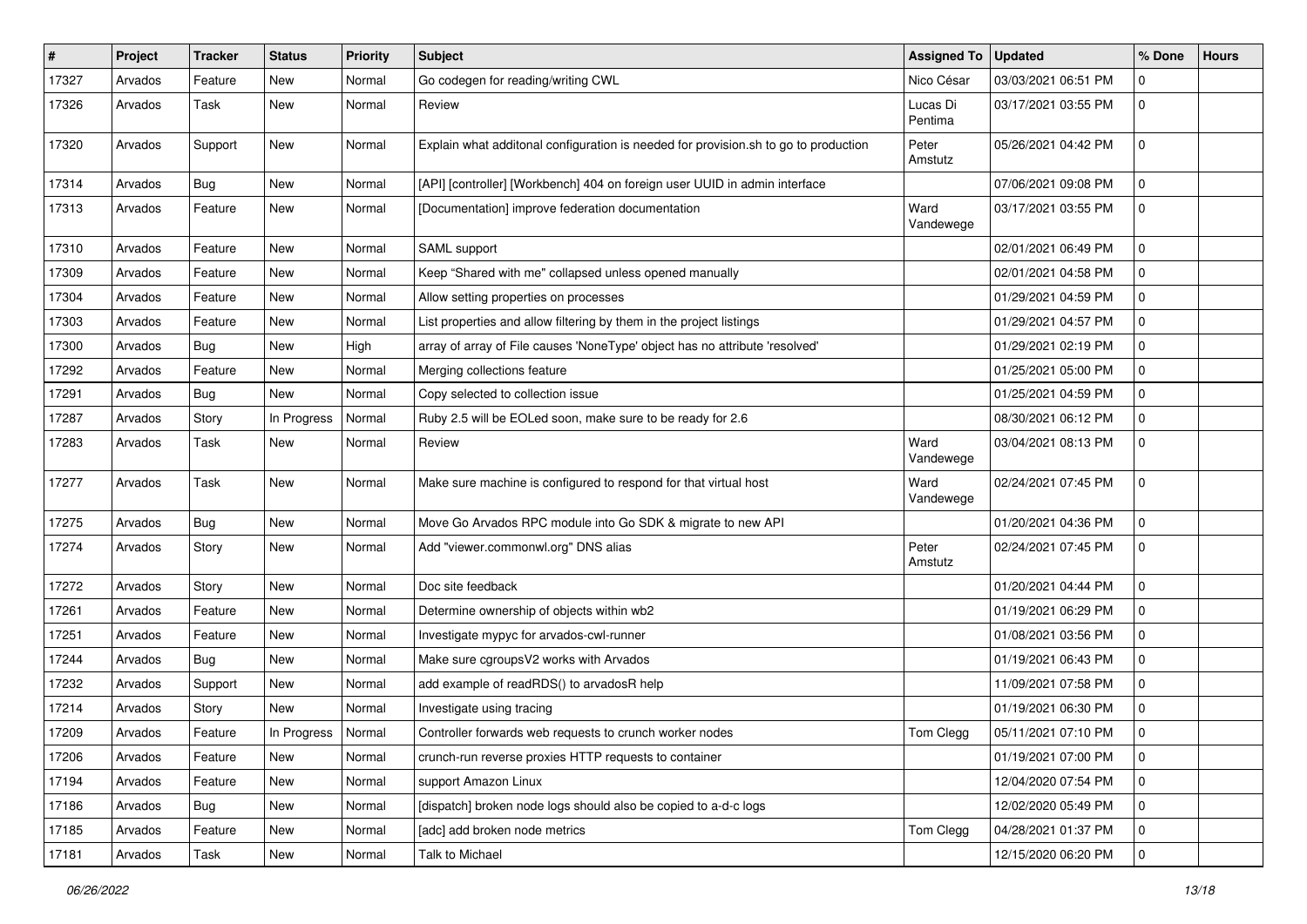| # | Project | Tracker | Status | Priority | Subject | Assigned To | Updated | % Done | Hours |
|---|---|---|---|---|---|---|---|---|---|
| 17327 | Arvados | Feature | New | Normal | Go codegen for reading/writing CWL | Nico César | 03/03/2021 06:51 PM | 0 | |
| 17326 | Arvados | Task | New | Normal | Review | Lucas Di Pentima | 03/17/2021 03:55 PM | 0 | |
| 17320 | Arvados | Support | New | Normal | Explain what additonal configuration is needed for provision.sh to go to production | Peter Amstutz | 05/26/2021 04:42 PM | 0 | |
| 17314 | Arvados | Bug | New | Normal | [API] [controller] [Workbench] 404 on foreign user UUID in admin interface | | 07/06/2021 09:08 PM | 0 | |
| 17313 | Arvados | Feature | New | Normal | [Documentation] improve federation documentation | Ward Vandewege | 03/17/2021 03:55 PM | 0 | |
| 17310 | Arvados | Feature | New | Normal | SAML support | | 02/01/2021 06:49 PM | 0 | |
| 17309 | Arvados | Feature | New | Normal | Keep “Shared with me" collapsed unless opened manually | | 02/01/2021 04:58 PM | 0 | |
| 17304 | Arvados | Feature | New | Normal | Allow setting properties on processes | | 01/29/2021 04:59 PM | 0 | |
| 17303 | Arvados | Feature | New | Normal | List properties and allow filtering by them in the project listings | | 01/29/2021 04:57 PM | 0 | |
| 17300 | Arvados | Bug | New | High | array of array of File causes 'NoneType' object has no attribute 'resolved' | | 01/29/2021 02:19 PM | 0 | |
| 17292 | Arvados | Feature | New | Normal | Merging collections feature | | 01/25/2021 05:00 PM | 0 | |
| 17291 | Arvados | Bug | New | Normal | Copy selected to collection issue | | 01/25/2021 04:59 PM | 0 | |
| 17287 | Arvados | Story | In Progress | Normal | Ruby 2.5 will be EOLed soon, make sure to be ready for 2.6 | | 08/30/2021 06:12 PM | 0 | |
| 17283 | Arvados | Task | New | Normal | Review | Ward Vandewege | 03/04/2021 08:13 PM | 0 | |
| 17277 | Arvados | Task | New | Normal | Make sure machine is configured to respond for that virtual host | Ward Vandewege | 02/24/2021 07:45 PM | 0 | |
| 17275 | Arvados | Bug | New | Normal | Move Go Arvados RPC module into Go SDK & migrate to new API | | 01/20/2021 04:36 PM | 0 | |
| 17274 | Arvados | Story | New | Normal | Add "viewer.commonwl.org" DNS alias | Peter Amstutz | 02/24/2021 07:45 PM | 0 | |
| 17272 | Arvados | Story | New | Normal | Doc site feedback | | 01/20/2021 04:44 PM | 0 | |
| 17261 | Arvados | Feature | New | Normal | Determine ownership of objects within wb2 | | 01/19/2021 06:29 PM | 0 | |
| 17251 | Arvados | Feature | New | Normal | Investigate mypyc for arvados-cwl-runner | | 01/08/2021 03:56 PM | 0 | |
| 17244 | Arvados | Bug | New | Normal | Make sure cgroupsV2 works with Arvados | | 01/19/2021 06:43 PM | 0 | |
| 17232 | Arvados | Support | New | Normal | add example of readRDS() to arvadosR help | | 11/09/2021 07:58 PM | 0 | |
| 17214 | Arvados | Story | New | Normal | Investigate using tracing | | 01/19/2021 06:30 PM | 0 | |
| 17209 | Arvados | Feature | In Progress | Normal | Controller forwards web requests to crunch worker nodes | Tom Clegg | 05/11/2021 07:10 PM | 0 | |
| 17206 | Arvados | Feature | New | Normal | crunch-run reverse proxies HTTP requests to container | | 01/19/2021 07:00 PM | 0 | |
| 17194 | Arvados | Feature | New | Normal | support Amazon Linux | | 12/04/2020 07:54 PM | 0 | |
| 17186 | Arvados | Bug | New | Normal | [dispatch] broken node logs should also be copied to a-d-c logs | | 12/02/2020 05:49 PM | 0 | |
| 17185 | Arvados | Feature | New | Normal | [adc] add broken node metrics | Tom Clegg | 04/28/2021 01:37 PM | 0 | |
| 17181 | Arvados | Task | New | Normal | Talk to Michael | | 12/15/2020 06:20 PM | 0 | |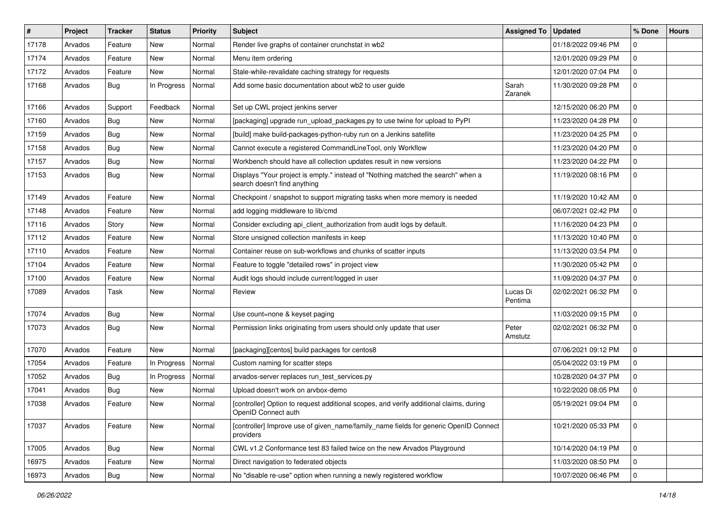| # | Project | Tracker | Status | Priority | Subject | Assigned To | Updated | % Done | Hours |
|---|---|---|---|---|---|---|---|---|---|
| 17178 | Arvados | Feature | New | Normal | Render live graphs of container crunchstat in wb2 | | 01/18/2022 09:46 PM | 0 | |
| 17174 | Arvados | Feature | New | Normal | Menu item ordering | | 12/01/2020 09:29 PM | 0 | |
| 17172 | Arvados | Feature | New | Normal | Stale-while-revalidate caching strategy for requests | | 12/01/2020 07:04 PM | 0 | |
| 17168 | Arvados | Bug | In Progress | Normal | Add some basic documentation about wb2 to user guide | Sarah Zaranek | 11/30/2020 09:28 PM | 0 | |
| 17166 | Arvados | Support | Feedback | Normal | Set up CWL project jenkins server | | 12/15/2020 06:20 PM | 0 | |
| 17160 | Arvados | Bug | New | Normal | [packaging] upgrade run_upload_packages.py to use twine for upload to PyPI | | 11/23/2020 04:28 PM | 0 | |
| 17159 | Arvados | Bug | New | Normal | [build] make build-packages-python-ruby run on a Jenkins satellite | | 11/23/2020 04:25 PM | 0 | |
| 17158 | Arvados | Bug | New | Normal | Cannot execute a registered CommandLineTool, only Workflow | | 11/23/2020 04:20 PM | 0 | |
| 17157 | Arvados | Bug | New | Normal | Workbench should have all collection updates result in new versions | | 11/23/2020 04:22 PM | 0 | |
| 17153 | Arvados | Bug | New | Normal | Displays "Your project is empty." instead of "Nothing matched the search" when a search doesn't find anything | | 11/19/2020 08:16 PM | 0 | |
| 17149 | Arvados | Feature | New | Normal | Checkpoint / snapshot to support migrating tasks when more memory is needed | | 11/19/2020 10:42 AM | 0 | |
| 17148 | Arvados | Feature | New | Normal | add logging middleware to lib/cmd | | 06/07/2021 02:42 PM | 0 | |
| 17116 | Arvados | Story | New | Normal | Consider excluding api_client_authorization from audit logs by default. | | 11/16/2020 04:23 PM | 0 | |
| 17112 | Arvados | Feature | New | Normal | Store unsigned collection manifests in keep | | 11/13/2020 10:40 PM | 0 | |
| 17110 | Arvados | Feature | New | Normal | Container reuse on sub-workflows and chunks of scatter inputs | | 11/13/2020 03:54 PM | 0 | |
| 17104 | Arvados | Feature | New | Normal | Feature to toggle "detailed rows" in project view | | 11/30/2020 05:42 PM | 0 | |
| 17100 | Arvados | Feature | New | Normal | Audit logs should include current/logged in user | | 11/09/2020 04:37 PM | 0 | |
| 17089 | Arvados | Task | New | Normal | Review | Lucas Di Pentima | 02/02/2021 06:32 PM | 0 | |
| 17074 | Arvados | Bug | New | Normal | Use count=none & keyset paging | | 11/03/2020 09:15 PM | 0 | |
| 17073 | Arvados | Bug | New | Normal | Permission links originating from users should only update that user | Peter Amstutz | 02/02/2021 06:32 PM | 0 | |
| 17070 | Arvados | Feature | New | Normal | [packaging][centos] build packages for centos8 | | 07/06/2021 09:12 PM | 0 | |
| 17054 | Arvados | Feature | In Progress | Normal | Custom naming for scatter steps | | 05/04/2022 03:19 PM | 0 | |
| 17052 | Arvados | Bug | In Progress | Normal | arvados-server replaces run_test_services.py | | 10/28/2020 04:37 PM | 0 | |
| 17041 | Arvados | Bug | New | Normal | Upload doesn't work on arvbox-demo | | 10/22/2020 08:05 PM | 0 | |
| 17038 | Arvados | Feature | New | Normal | [controller] Option to request additional scopes, and verify additional claims, during OpenID Connect auth | | 05/19/2021 09:04 PM | 0 | |
| 17037 | Arvados | Feature | New | Normal | [controller] Improve use of given_name/family_name fields for generic OpenID Connect providers | | 10/21/2020 05:33 PM | 0 | |
| 17005 | Arvados | Bug | New | Normal | CWL v1.2 Conformance test 83 failed twice on the new Arvados Playground | | 10/14/2020 04:19 PM | 0 | |
| 16975 | Arvados | Feature | New | Normal | Direct navigation to federated objects | | 11/03/2020 08:50 PM | 0 | |
| 16973 | Arvados | Bug | New | Normal | No "disable re-use" option when running a newly registered workflow | | 10/07/2020 06:46 PM | 0 | |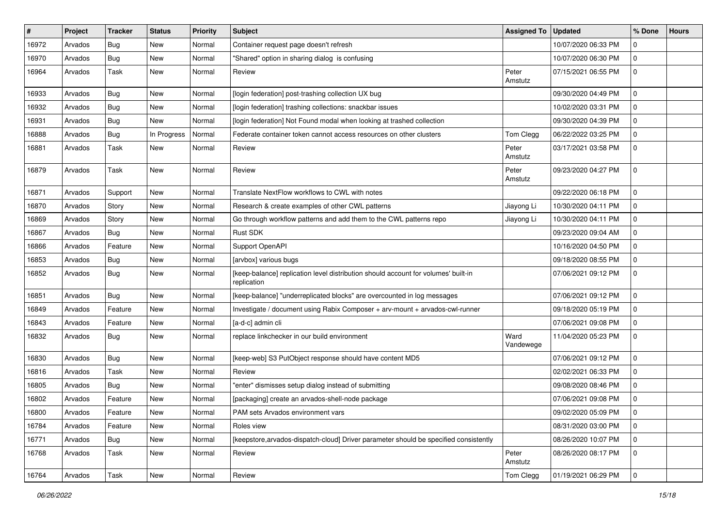| # | Project | Tracker | Status | Priority | Subject | Assigned To | Updated | % Done | Hours |
|---|---|---|---|---|---|---|---|---|---|
| 16972 | Arvados | Bug | New | Normal | Container request page doesn't refresh | | 10/07/2020 06:33 PM | 0 | |
| 16970 | Arvados | Bug | New | Normal | "Shared" option in sharing dialog  is confusing | | 10/07/2020 06:30 PM | 0 | |
| 16964 | Arvados | Task | New | Normal | Review | Peter Amstutz | 07/15/2021 06:55 PM | 0 | |
| 16933 | Arvados | Bug | New | Normal | [login federation] post-trashing collection UX bug | | 09/30/2020 04:49 PM | 0 | |
| 16932 | Arvados | Bug | New | Normal | [login federation] trashing collections: snackbar issues | | 10/02/2020 03:31 PM | 0 | |
| 16931 | Arvados | Bug | New | Normal | [login federation] Not Found modal when looking at trashed collection | | 09/30/2020 04:39 PM | 0 | |
| 16888 | Arvados | Bug | In Progress | Normal | Federate container token cannot access resources on other clusters | Tom Clegg | 06/22/2022 03:25 PM | 0 | |
| 16881 | Arvados | Task | New | Normal | Review | Peter Amstutz | 03/17/2021 03:58 PM | 0 | |
| 16879 | Arvados | Task | New | Normal | Review | Peter Amstutz | 09/23/2020 04:27 PM | 0 | |
| 16871 | Arvados | Support | New | Normal | Translate NextFlow workflows to CWL with notes | | 09/22/2020 06:18 PM | 0 | |
| 16870 | Arvados | Story | New | Normal | Research & create examples of other CWL patterns | Jiayong Li | 10/30/2020 04:11 PM | 0 | |
| 16869 | Arvados | Story | New | Normal | Go through workflow patterns and add them to the CWL patterns repo | Jiayong Li | 10/30/2020 04:11 PM | 0 | |
| 16867 | Arvados | Bug | New | Normal | Rust SDK | | 09/23/2020 09:04 AM | 0 | |
| 16866 | Arvados | Feature | New | Normal | Support OpenAPI | | 10/16/2020 04:50 PM | 0 | |
| 16853 | Arvados | Bug | New | Normal | [arvbox] various bugs | | 09/18/2020 08:55 PM | 0 | |
| 16852 | Arvados | Bug | New | Normal | [keep-balance] replication level distribution should account for volumes' built-in replication | | 07/06/2021 09:12 PM | 0 | |
| 16851 | Arvados | Bug | New | Normal | [keep-balance] "underreplicated blocks" are overcounted in log messages | | 07/06/2021 09:12 PM | 0 | |
| 16849 | Arvados | Feature | New | Normal | Investigate / document using Rabix Composer + arv-mount + arvados-cwl-runner | | 09/18/2020 05:19 PM | 0 | |
| 16843 | Arvados | Feature | New | Normal | [a-d-c] admin cli | | 07/06/2021 09:08 PM | 0 | |
| 16832 | Arvados | Bug | New | Normal | replace linkchecker in our build environment | Ward Vandewege | 11/04/2020 05:23 PM | 0 | |
| 16830 | Arvados | Bug | New | Normal | [keep-web] S3 PutObject response should have content MD5 | | 07/06/2021 09:12 PM | 0 | |
| 16816 | Arvados | Task | New | Normal | Review | | 02/02/2021 06:33 PM | 0 | |
| 16805 | Arvados | Bug | New | Normal | "enter" dismisses setup dialog instead of submitting | | 09/08/2020 08:46 PM | 0 | |
| 16802 | Arvados | Feature | New | Normal | [packaging] create an arvados-shell-node package | | 07/06/2021 09:08 PM | 0 | |
| 16800 | Arvados | Feature | New | Normal | PAM sets Arvados environment vars | | 09/02/2020 05:09 PM | 0 | |
| 16784 | Arvados | Feature | New | Normal | Roles view | | 08/31/2020 03:00 PM | 0 | |
| 16771 | Arvados | Bug | New | Normal | [keepstore,arvados-dispatch-cloud] Driver parameter should be specified consistently | | 08/26/2020 10:07 PM | 0 | |
| 16768 | Arvados | Task | New | Normal | Review | Peter Amstutz | 08/26/2020 08:17 PM | 0 | |
| 16764 | Arvados | Task | New | Normal | Review | Tom Clegg | 01/19/2021 06:29 PM | 0 | |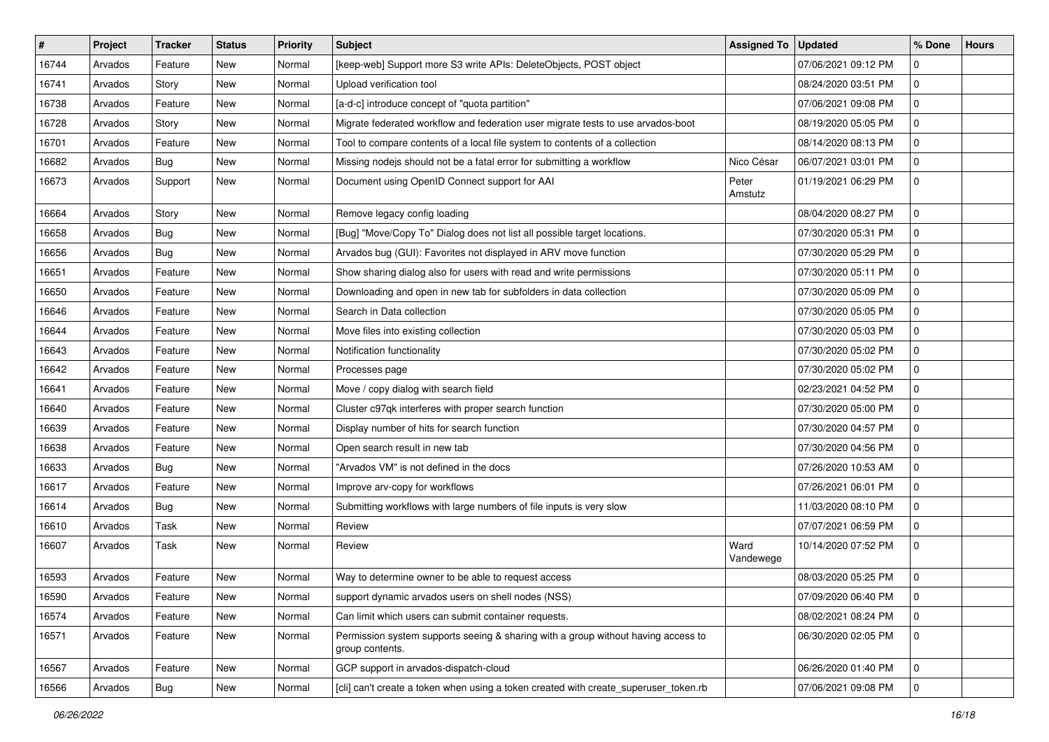| # | Project | Tracker | Status | Priority | Subject | Assigned To | Updated | % Done | Hours |
|---|---|---|---|---|---|---|---|---|---|
| 16744 | Arvados | Feature | New | Normal | [keep-web] Support more S3 write APIs: DeleteObjects, POST object | | 07/06/2021 09:12 PM | 0 | |
| 16741 | Arvados | Story | New | Normal | Upload verification tool | | 08/24/2020 03:51 PM | 0 | |
| 16738 | Arvados | Feature | New | Normal | [a-d-c] introduce concept of "quota partition" | | 07/06/2021 09:08 PM | 0 | |
| 16728 | Arvados | Story | New | Normal | Migrate federated workflow and federation user migrate tests to use arvados-boot | | 08/19/2020 05:05 PM | 0 | |
| 16701 | Arvados | Feature | New | Normal | Tool to compare contents of a local file system to contents of a collection | | 08/14/2020 08:13 PM | 0 | |
| 16682 | Arvados | Bug | New | Normal | Missing nodejs should not be a fatal error for submitting a workflow | Nico César | 06/07/2021 03:01 PM | 0 | |
| 16673 | Arvados | Support | New | Normal | Document using OpenID Connect support for AAI | Peter Amstutz | 01/19/2021 06:29 PM | 0 | |
| 16664 | Arvados | Story | New | Normal | Remove legacy config loading | | 08/04/2020 08:27 PM | 0 | |
| 16658 | Arvados | Bug | New | Normal | [Bug] "Move/Copy To" Dialog does not list all possible target locations. | | 07/30/2020 05:31 PM | 0 | |
| 16656 | Arvados | Bug | New | Normal | Arvados bug (GUI): Favorites not displayed in ARV move function | | 07/30/2020 05:29 PM | 0 | |
| 16651 | Arvados | Feature | New | Normal | Show sharing dialog also for users with read and write permissions | | 07/30/2020 05:11 PM | 0 | |
| 16650 | Arvados | Feature | New | Normal | Downloading and open in new tab for subfolders in data collection | | 07/30/2020 05:09 PM | 0 | |
| 16646 | Arvados | Feature | New | Normal | Search in Data collection | | 07/30/2020 05:05 PM | 0 | |
| 16644 | Arvados | Feature | New | Normal | Move files into existing collection | | 07/30/2020 05:03 PM | 0 | |
| 16643 | Arvados | Feature | New | Normal | Notification functionality | | 07/30/2020 05:02 PM | 0 | |
| 16642 | Arvados | Feature | New | Normal | Processes page | | 07/30/2020 05:02 PM | 0 | |
| 16641 | Arvados | Feature | New | Normal | Move / copy dialog with search field | | 02/23/2021 04:52 PM | 0 | |
| 16640 | Arvados | Feature | New | Normal | Cluster c97qk interferes with proper search function | | 07/30/2020 05:00 PM | 0 | |
| 16639 | Arvados | Feature | New | Normal | Display number of hits for search function | | 07/30/2020 04:57 PM | 0 | |
| 16638 | Arvados | Feature | New | Normal | Open search result in new tab | | 07/30/2020 04:56 PM | 0 | |
| 16633 | Arvados | Bug | New | Normal | "Arvados VM" is not defined in the docs | | 07/26/2020 10:53 AM | 0 | |
| 16617 | Arvados | Feature | New | Normal | Improve arv-copy for workflows | | 07/26/2021 06:01 PM | 0 | |
| 16614 | Arvados | Bug | New | Normal | Submitting workflows with large numbers of file inputs is very slow | | 11/03/2020 08:10 PM | 0 | |
| 16610 | Arvados | Task | New | Normal | Review | | 07/07/2021 06:59 PM | 0 | |
| 16607 | Arvados | Task | New | Normal | Review | Ward Vandewege | 10/14/2020 07:52 PM | 0 | |
| 16593 | Arvados | Feature | New | Normal | Way to determine owner to be able to request access | | 08/03/2020 05:25 PM | 0 | |
| 16590 | Arvados | Feature | New | Normal | support dynamic arvados users on shell nodes (NSS) | | 07/09/2020 06:40 PM | 0 | |
| 16574 | Arvados | Feature | New | Normal | Can limit which users can submit container requests. | | 08/02/2021 08:24 PM | 0 | |
| 16571 | Arvados | Feature | New | Normal | Permission system supports seeing & sharing with a group without having access to group contents. | | 06/30/2020 02:05 PM | 0 | |
| 16567 | Arvados | Feature | New | Normal | GCP support in arvados-dispatch-cloud | | 06/26/2020 01:40 PM | 0 | |
| 16566 | Arvados | Bug | New | Normal | [cli] can't create a token when using a token created with create_superuser_token.rb | | 07/06/2021 09:08 PM | 0 | |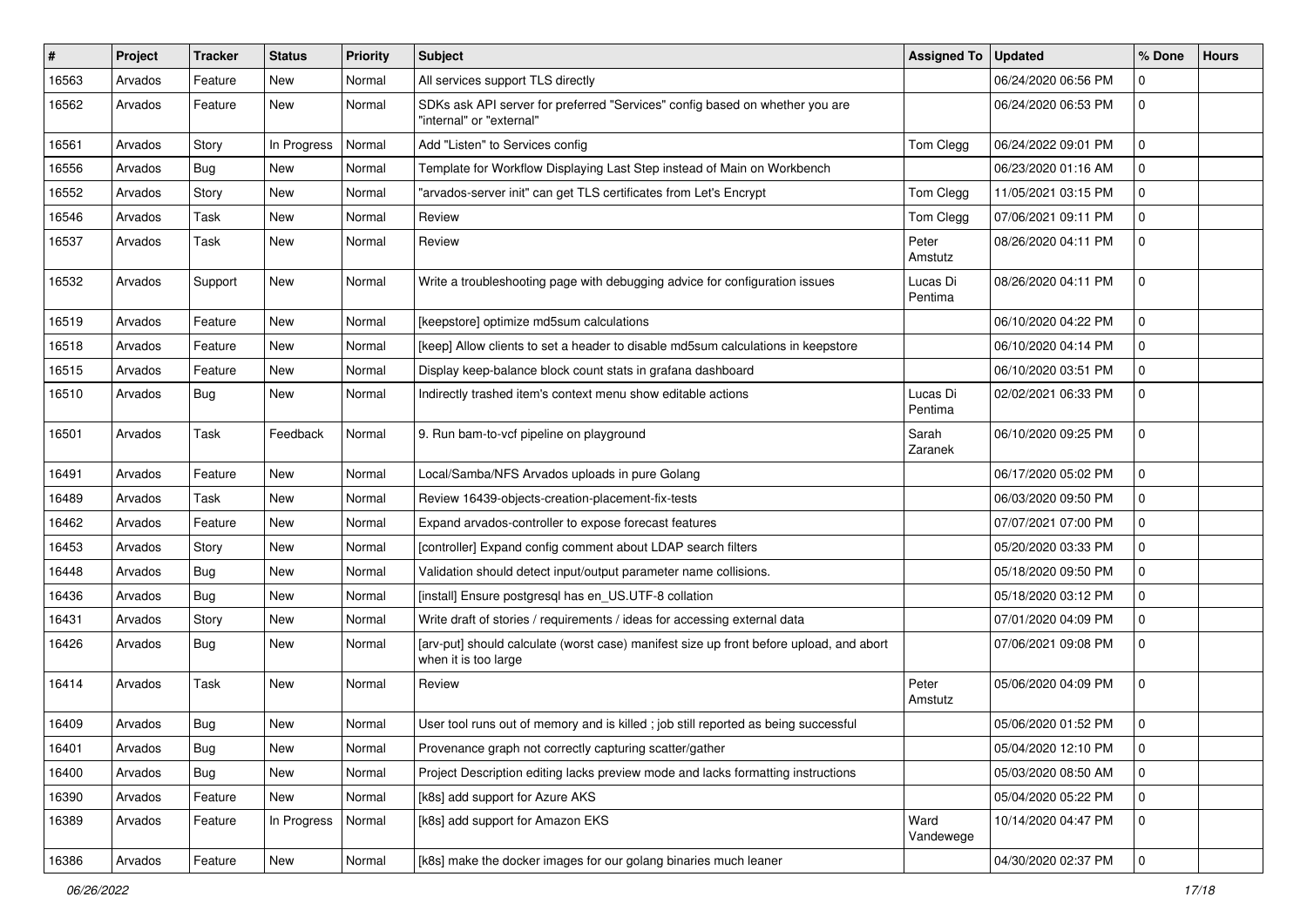| # | Project | Tracker | Status | Priority | Subject | Assigned To | Updated | % Done | Hours |
|---|---|---|---|---|---|---|---|---|---|
| 16563 | Arvados | Feature | New | Normal | All services support TLS directly | | 06/24/2020 06:56 PM | 0 | |
| 16562 | Arvados | Feature | New | Normal | SDKs ask API server for preferred "Services" config based on whether you are "internal" or "external" | | 06/24/2020 06:53 PM | 0 | |
| 16561 | Arvados | Story | In Progress | Normal | Add "Listen" to Services config | Tom Clegg | 06/24/2022 09:01 PM | 0 | |
| 16556 | Arvados | Bug | New | Normal | Template for Workflow Displaying Last Step instead of Main on Workbench | | 06/23/2020 01:16 AM | 0 | |
| 16552 | Arvados | Story | New | Normal | "arvados-server init" can get TLS certificates from Let's Encrypt | Tom Clegg | 11/05/2021 03:15 PM | 0 | |
| 16546 | Arvados | Task | New | Normal | Review | Tom Clegg | 07/06/2021 09:11 PM | 0 | |
| 16537 | Arvados | Task | New | Normal | Review | Peter Amstutz | 08/26/2020 04:11 PM | 0 | |
| 16532 | Arvados | Support | New | Normal | Write a troubleshooting page with debugging advice for configuration issues | Lucas Di Pentima | 08/26/2020 04:11 PM | 0 | |
| 16519 | Arvados | Feature | New | Normal | [keepstore] optimize md5sum calculations | | 06/10/2020 04:22 PM | 0 | |
| 16518 | Arvados | Feature | New | Normal | [keep] Allow clients to set a header to disable md5sum calculations in keepstore | | 06/10/2020 04:14 PM | 0 | |
| 16515 | Arvados | Feature | New | Normal | Display keep-balance block count stats in grafana dashboard | | 06/10/2020 03:51 PM | 0 | |
| 16510 | Arvados | Bug | New | Normal | Indirectly trashed item's context menu show editable actions | Lucas Di Pentima | 02/02/2021 06:33 PM | 0 | |
| 16501 | Arvados | Task | Feedback | Normal | 9. Run bam-to-vcf pipeline on playground | Sarah Zaranek | 06/10/2020 09:25 PM | 0 | |
| 16491 | Arvados | Feature | New | Normal | Local/Samba/NFS Arvados uploads in pure Golang | | 06/17/2020 05:02 PM | 0 | |
| 16489 | Arvados | Task | New | Normal | Review 16439-objects-creation-placement-fix-tests | | 06/03/2020 09:50 PM | 0 | |
| 16462 | Arvados | Feature | New | Normal | Expand arvados-controller to expose forecast features | | 07/07/2021 07:00 PM | 0 | |
| 16453 | Arvados | Story | New | Normal | [controller] Expand config comment about LDAP search filters | | 05/20/2020 03:33 PM | 0 | |
| 16448 | Arvados | Bug | New | Normal | Validation should detect input/output parameter name collisions. | | 05/18/2020 09:50 PM | 0 | |
| 16436 | Arvados | Bug | New | Normal | [install] Ensure postgresql has en_US.UTF-8 collation | | 05/18/2020 03:12 PM | 0 | |
| 16431 | Arvados | Story | New | Normal | Write draft of stories / requirements / ideas for accessing external data | | 07/01/2020 04:09 PM | 0 | |
| 16426 | Arvados | Bug | New | Normal | [arv-put] should calculate (worst case) manifest size up front before upload, and abort when it is too large | | 07/06/2021 09:08 PM | 0 | |
| 16414 | Arvados | Task | New | Normal | Review | Peter Amstutz | 05/06/2020 04:09 PM | 0 | |
| 16409 | Arvados | Bug | New | Normal | User tool runs out of memory and is killed ; job still reported as being successful | | 05/06/2020 01:52 PM | 0 | |
| 16401 | Arvados | Bug | New | Normal | Provenance graph not correctly capturing scatter/gather | | 05/04/2020 12:10 PM | 0 | |
| 16400 | Arvados | Bug | New | Normal | Project Description editing lacks preview mode and lacks formatting instructions | | 05/03/2020 08:50 AM | 0 | |
| 16390 | Arvados | Feature | New | Normal | [k8s] add support for Azure AKS | | 05/04/2020 05:22 PM | 0 | |
| 16389 | Arvados | Feature | In Progress | Normal | [k8s] add support for Amazon EKS | Ward Vandewege | 10/14/2020 04:47 PM | 0 | |
| 16386 | Arvados | Feature | New | Normal | [k8s] make the docker images for our golang binaries much leaner | | 04/30/2020 02:37 PM | 0 | |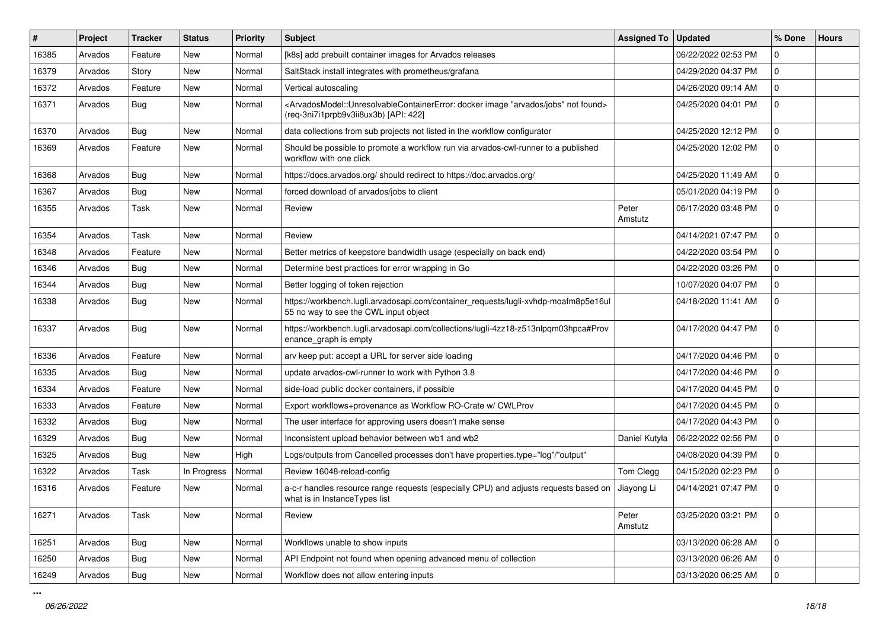| # | Project | Tracker | Status | Priority | Subject | Assigned To | Updated | % Done | Hours |
|---|---|---|---|---|---|---|---|---|---|
| 16385 | Arvados | Feature | New | Normal | [k8s] add prebuilt container images for Arvados releases | | 06/22/2022 02:53 PM | 0 | |
| 16379 | Arvados | Story | New | Normal | SaltStack install integrates with prometheus/grafana | | 04/29/2020 04:37 PM | 0 | |
| 16372 | Arvados | Feature | New | Normal | Vertical autoscaling | | 04/26/2020 09:14 AM | 0 | |
| 16371 | Arvados | Bug | New | Normal | <ArvadosModel::UnresolvableContainerError: docker image "arvados/jobs" not found> (req-3ni7i1prpb9v3ii8ux3b) [API: 422] | | 04/25/2020 04:01 PM | 0 | |
| 16370 | Arvados | Bug | New | Normal | data collections from sub projects not listed in the workflow configurator | | 04/25/2020 12:12 PM | 0 | |
| 16369 | Arvados | Feature | New | Normal | Should be possible to promote a workflow run via arvados-cwl-runner to a published workflow with one click | | 04/25/2020 12:02 PM | 0 | |
| 16368 | Arvados | Bug | New | Normal | https://docs.arvados.org/ should redirect to https://doc.arvados.org/ | | 04/25/2020 11:49 AM | 0 | |
| 16367 | Arvados | Bug | New | Normal | forced download of arvados/jobs to client | | 05/01/2020 04:19 PM | 0 | |
| 16355 | Arvados | Task | New | Normal | Review | Peter Amstutz | 06/17/2020 03:48 PM | 0 | |
| 16354 | Arvados | Task | New | Normal | Review | | 04/14/2021 07:47 PM | 0 | |
| 16348 | Arvados | Feature | New | Normal | Better metrics of keepstore bandwidth usage (especially on back end) | | 04/22/2020 03:54 PM | 0 | |
| 16346 | Arvados | Bug | New | Normal | Determine best practices for error wrapping in Go | | 04/22/2020 03:26 PM | 0 | |
| 16344 | Arvados | Bug | New | Normal | Better logging of token rejection | | 10/07/2020 04:07 PM | 0 | |
| 16338 | Arvados | Bug | New | Normal | https://workbench.lugli.arvadosapi.com/container_requests/lugli-xvhdp-moafm8p5e16ul55 no way to see the CWL input object | | 04/18/2020 11:41 AM | 0 | |
| 16337 | Arvados | Bug | New | Normal | https://workbench.lugli.arvadosapi.com/collections/lugli-4zz18-z513nlpqm03hpca#Provenance_graph is empty | | 04/17/2020 04:47 PM | 0 | |
| 16336 | Arvados | Feature | New | Normal | arv keep put: accept a URL for server side loading | | 04/17/2020 04:46 PM | 0 | |
| 16335 | Arvados | Bug | New | Normal | update arvados-cwl-runner to work with Python 3.8 | | 04/17/2020 04:46 PM | 0 | |
| 16334 | Arvados | Feature | New | Normal | side-load public docker containers, if possible | | 04/17/2020 04:45 PM | 0 | |
| 16333 | Arvados | Feature | New | Normal | Export workflows+provenance as Workflow RO-Crate w/ CWLProv | | 04/17/2020 04:45 PM | 0 | |
| 16332 | Arvados | Bug | New | Normal | The user interface for approving users doesn't make sense | | 04/17/2020 04:43 PM | 0 | |
| 16329 | Arvados | Bug | New | Normal | Inconsistent upload behavior between wb1 and wb2 | Daniel Kutyła | 06/22/2022 02:56 PM | 0 | |
| 16325 | Arvados | Bug | New | High | Logs/outputs from Cancelled processes don't have properties.type="log"/"output" | | 04/08/2020 04:39 PM | 0 | |
| 16322 | Arvados | Task | In Progress | Normal | Review 16048-reload-config | Tom Clegg | 04/15/2020 02:23 PM | 0 | |
| 16316 | Arvados | Feature | New | Normal | a-c-r handles resource range requests (especially CPU) and adjusts requests based on what is in InstanceTypes list | Jiayong Li | 04/14/2021 07:47 PM | 0 | |
| 16271 | Arvados | Task | New | Normal | Review | Peter Amstutz | 03/25/2020 03:21 PM | 0 | |
| 16251 | Arvados | Bug | New | Normal | Workflows unable to show inputs | | 03/13/2020 06:28 AM | 0 | |
| 16250 | Arvados | Bug | New | Normal | API Endpoint not found when opening advanced menu of collection | | 03/13/2020 06:26 AM | 0 | |
| 16249 | Arvados | Bug | New | Normal | Workflow does not allow entering inputs | | 03/13/2020 06:25 AM | 0 | |

...